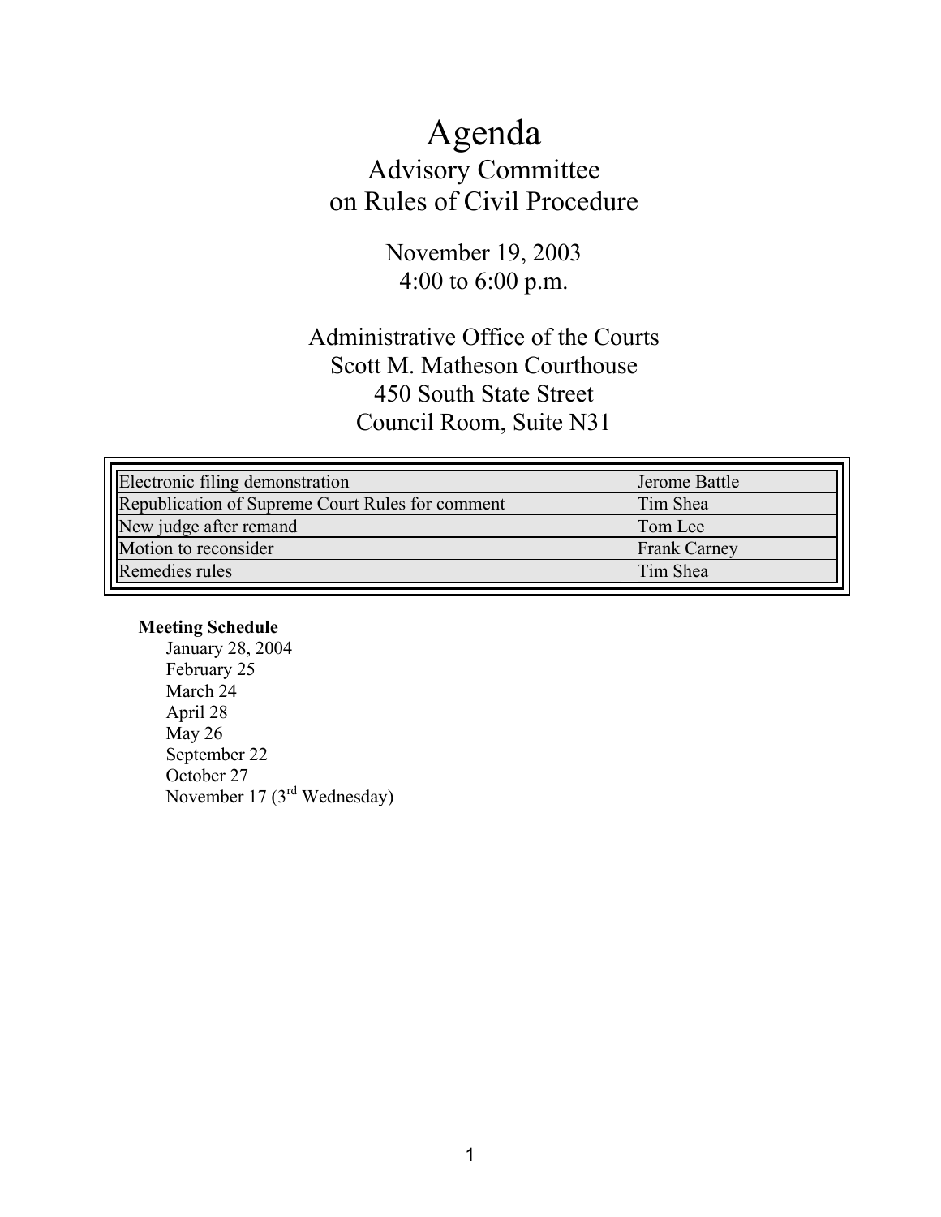# Agenda

## Advisory Committee on Rules of Civil Procedure

November 19, 2003
4:00 to 6:00 p.m.

Administrative Office of the Courts
Scott M. Matheson Courthouse
450 South State Street
Council Room, Suite N31

| | |
|---|---|
| Electronic filing demonstration | Jerome Battle |
| Republication of Supreme Court Rules for comment | Tim Shea |
| New judge after remand | Tom Lee |
| Motion to reconsider | Frank Carney |
| Remedies rules | Tim Shea |

**Meeting Schedule**

January 28, 2004
February 25
March 24
April 28
May 26
September 22
October 27
November 17 (3rd Wednesday)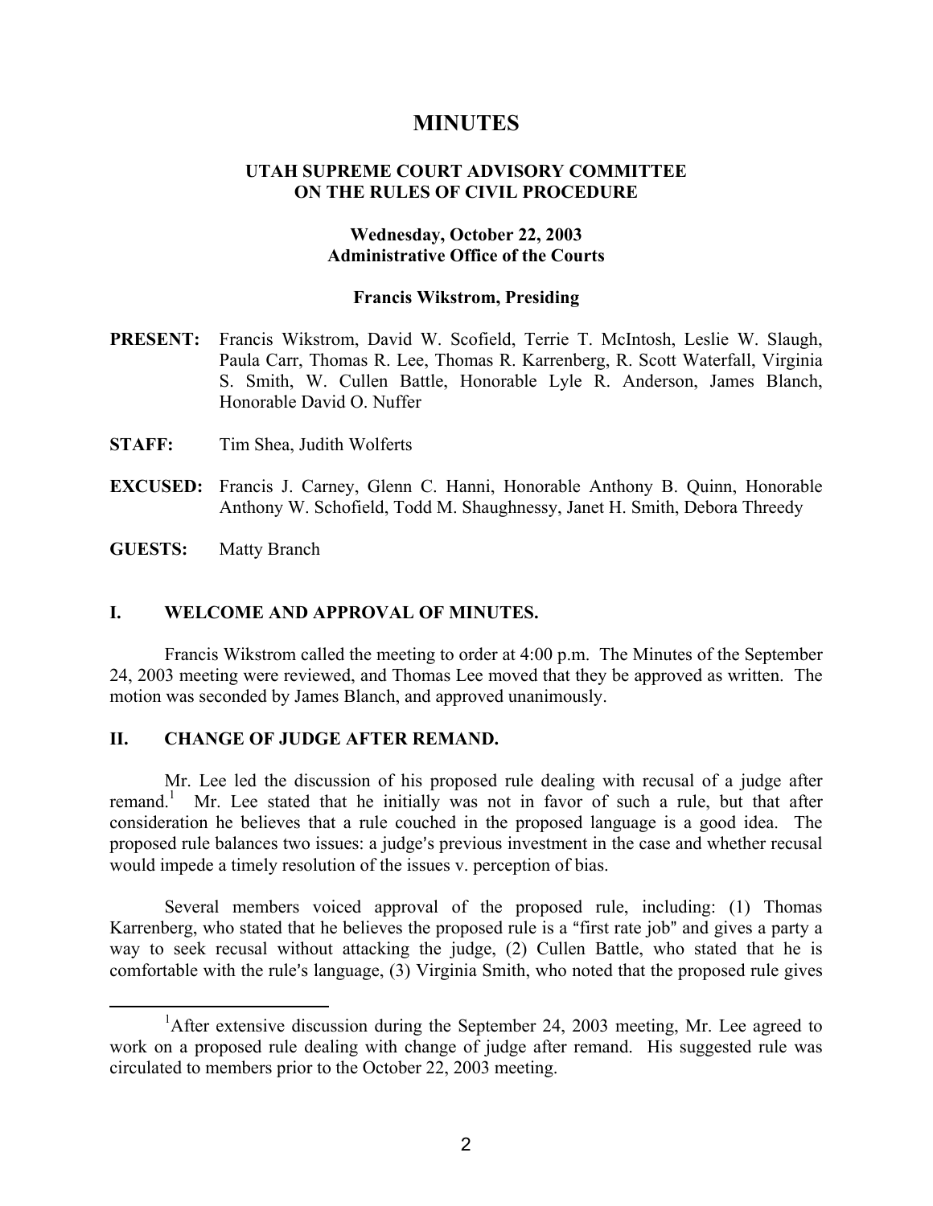# MINUTES

## UTAH SUPREME COURT ADVISORY COMMITTEE ON THE RULES OF CIVIL PROCEDURE

**Wednesday, October 22, 2003**
**Administrative Office of the Courts**

**Francis Wikstrom, Presiding**

**PRESENT:** Francis Wikstrom, David W. Scofield, Terrie T. McIntosh, Leslie W. Slaugh, Paula Carr, Thomas R. Lee, Thomas R. Karrenberg, R. Scott Waterfall, Virginia S. Smith, W. Cullen Battle, Honorable Lyle R. Anderson, James Blanch, Honorable David O. Nuffer

**STAFF:** Tim Shea, Judith Wolferts

**EXCUSED:** Francis J. Carney, Glenn C. Hanni, Honorable Anthony B. Quinn, Honorable Anthony W. Schofield, Todd M. Shaughnessy, Janet H. Smith, Debora Threedy

**GUESTS:** Matty Branch

### I. WELCOME AND APPROVAL OF MINUTES.

Francis Wikstrom called the meeting to order at 4:00 p.m. The Minutes of the September 24, 2003 meeting were reviewed, and Thomas Lee moved that they be approved as written. The motion was seconded by James Blanch, and approved unanimously.

### II. CHANGE OF JUDGE AFTER REMAND.

Mr. Lee led the discussion of his proposed rule dealing with recusal of a judge after remand.[1] Mr. Lee stated that he initially was not in favor of such a rule, but that after consideration he believes that a rule couched in the proposed language is a good idea. The proposed rule balances two issues: a judge's previous investment in the case and whether recusal would impede a timely resolution of the issues v. perception of bias.

Several members voiced approval of the proposed rule, including: (1) Thomas Karrenberg, who stated that he believes the proposed rule is a "first rate job" and gives a party a way to seek recusal without attacking the judge, (2) Cullen Battle, who stated that he is comfortable with the rule's language, (3) Virginia Smith, who noted that the proposed rule gives

---

[1] After extensive discussion during the September 24, 2003 meeting, Mr. Lee agreed to work on a proposed rule dealing with change of judge after remand. His suggested rule was circulated to members prior to the October 22, 2003 meeting.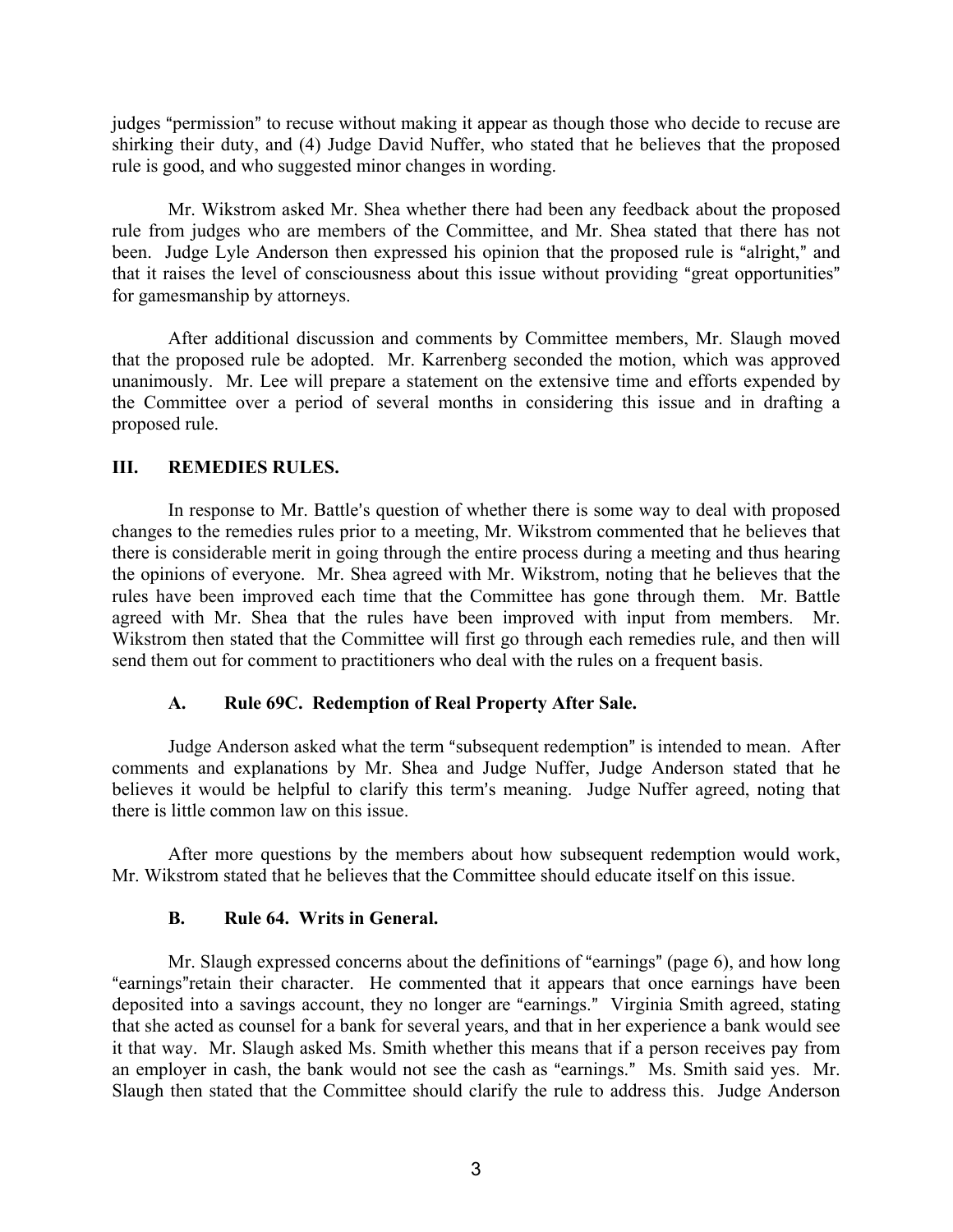judges "permission" to recuse without making it appear as though those who decide to recuse are shirking their duty, and (4) Judge David Nuffer, who stated that he believes that the proposed rule is good, and who suggested minor changes in wording.

Mr. Wikstrom asked Mr. Shea whether there had been any feedback about the proposed rule from judges who are members of the Committee, and Mr. Shea stated that there has not been. Judge Lyle Anderson then expressed his opinion that the proposed rule is "alright," and that it raises the level of consciousness about this issue without providing "great opportunities" for gamesmanship by attorneys.

After additional discussion and comments by Committee members, Mr. Slaugh moved that the proposed rule be adopted. Mr. Karrenberg seconded the motion, which was approved unanimously. Mr. Lee will prepare a statement on the extensive time and efforts expended by the Committee over a period of several months in considering this issue and in drafting a proposed rule.

## III. REMEDIES RULES.

In response to Mr. Battle's question of whether there is some way to deal with proposed changes to the remedies rules prior to a meeting, Mr. Wikstrom commented that he believes that there is considerable merit in going through the entire process during a meeting and thus hearing the opinions of everyone. Mr. Shea agreed with Mr. Wikstrom, noting that he believes that the rules have been improved each time that the Committee has gone through them. Mr. Battle agreed with Mr. Shea that the rules have been improved with input from members. Mr. Wikstrom then stated that the Committee will first go through each remedies rule, and then will send them out for comment to practitioners who deal with the rules on a frequent basis.

### A. Rule 69C. Redemption of Real Property After Sale.

Judge Anderson asked what the term "subsequent redemption" is intended to mean. After comments and explanations by Mr. Shea and Judge Nuffer, Judge Anderson stated that he believes it would be helpful to clarify this term's meaning. Judge Nuffer agreed, noting that there is little common law on this issue.

After more questions by the members about how subsequent redemption would work, Mr. Wikstrom stated that he believes that the Committee should educate itself on this issue.

### B. Rule 64. Writs in General.

Mr. Slaugh expressed concerns about the definitions of "earnings" (page 6), and how long "earnings"retain their character. He commented that it appears that once earnings have been deposited into a savings account, they no longer are "earnings." Virginia Smith agreed, stating that she acted as counsel for a bank for several years, and that in her experience a bank would see it that way. Mr. Slaugh asked Ms. Smith whether this means that if a person receives pay from an employer in cash, the bank would not see the cash as "earnings." Ms. Smith said yes. Mr. Slaugh then stated that the Committee should clarify the rule to address this. Judge Anderson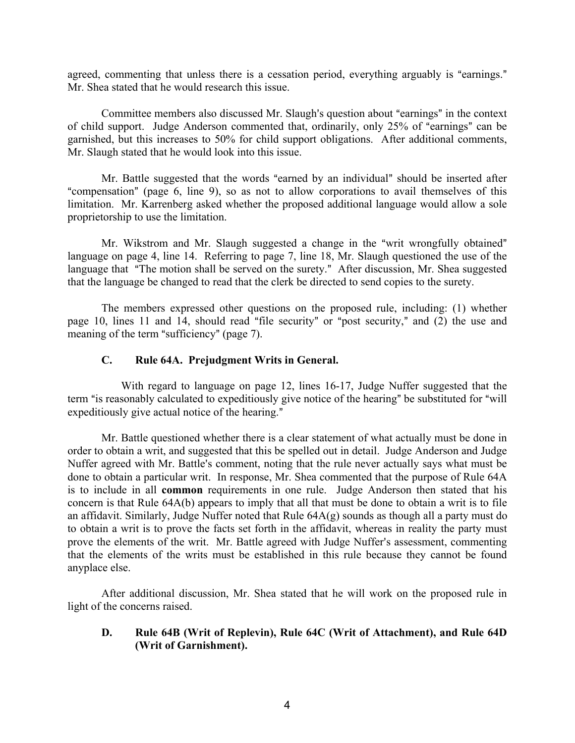agreed, commenting that unless there is a cessation period, everything arguably is "earnings." Mr. Shea stated that he would research this issue.

Committee members also discussed Mr. Slaugh's question about "earnings" in the context of child support. Judge Anderson commented that, ordinarily, only 25% of "earnings" can be garnished, but this increases to 50% for child support obligations. After additional comments, Mr. Slaugh stated that he would look into this issue.

Mr. Battle suggested that the words "earned by an individual" should be inserted after "compensation" (page 6, line 9), so as not to allow corporations to avail themselves of this limitation. Mr. Karrenberg asked whether the proposed additional language would allow a sole proprietorship to use the limitation.

Mr. Wikstrom and Mr. Slaugh suggested a change in the "writ wrongfully obtained" language on page 4, line 14. Referring to page 7, line 18, Mr. Slaugh questioned the use of the language that "The motion shall be served on the surety." After discussion, Mr. Shea suggested that the language be changed to read that the clerk be directed to send copies to the surety.

The members expressed other questions on the proposed rule, including: (1) whether page 10, lines 11 and 14, should read "file security" or "post security," and (2) the use and meaning of the term "sufficiency" (page 7).

### C. Rule 64A. Prejudgment Writs in General.

With regard to language on page 12, lines 16-17, Judge Nuffer suggested that the term "is reasonably calculated to expeditiously give notice of the hearing" be substituted for "will expeditiously give actual notice of the hearing."

Mr. Battle questioned whether there is a clear statement of what actually must be done in order to obtain a writ, and suggested that this be spelled out in detail. Judge Anderson and Judge Nuffer agreed with Mr. Battle's comment, noting that the rule never actually says what must be done to obtain a particular writ. In response, Mr. Shea commented that the purpose of Rule 64A is to include in all **common** requirements in one rule. Judge Anderson then stated that his concern is that Rule 64A(b) appears to imply that all that must be done to obtain a writ is to file an affidavit. Similarly, Judge Nuffer noted that Rule 64A(g) sounds as though all a party must do to obtain a writ is to prove the facts set forth in the affidavit, whereas in reality the party must prove the elements of the writ. Mr. Battle agreed with Judge Nuffer's assessment, commenting that the elements of the writs must be established in this rule because they cannot be found anyplace else.

After additional discussion, Mr. Shea stated that he will work on the proposed rule in light of the concerns raised.

### D. Rule 64B (Writ of Replevin), Rule 64C (Writ of Attachment), and Rule 64D (Writ of Garnishment).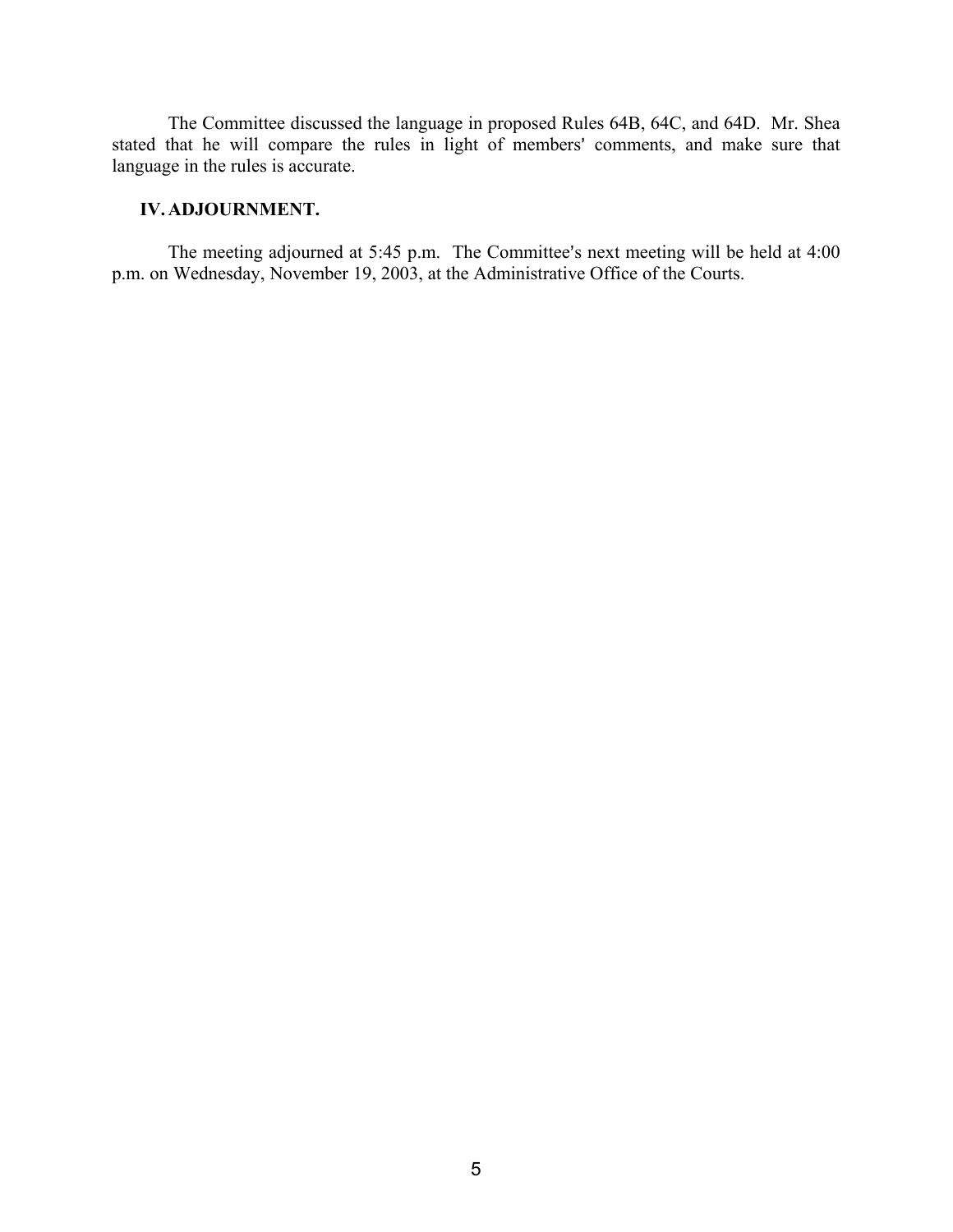The Committee discussed the language in proposed Rules 64B, 64C, and 64D. Mr. Shea stated that he will compare the rules in light of members' comments, and make sure that language in the rules is accurate.

## IV. ADJOURNMENT.

The meeting adjourned at 5:45 p.m. The Committee's next meeting will be held at 4:00 p.m. on Wednesday, November 19, 2003, at the Administrative Office of the Courts.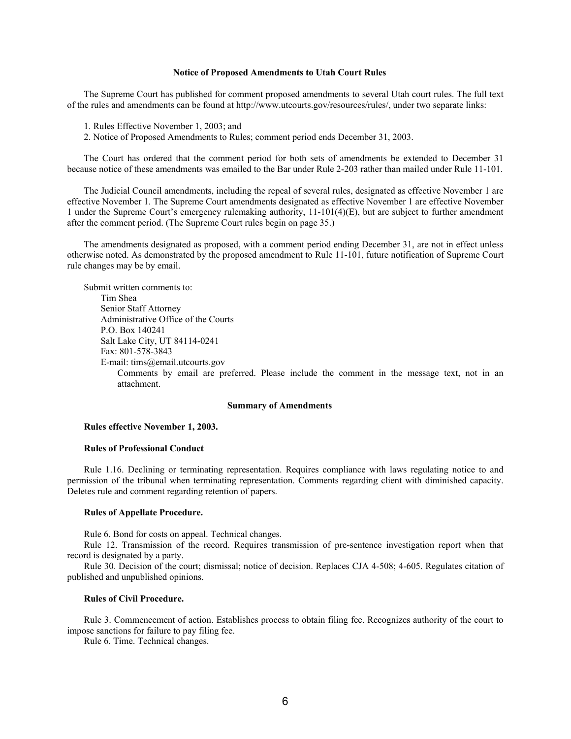## Notice of Proposed Amendments to Utah Court Rules

The Supreme Court has published for comment proposed amendments to several Utah court rules. The full text of the rules and amendments can be found at http://www.utcourts.gov/resources/rules/, under two separate links:

1. Rules Effective November 1, 2003; and
2. Notice of Proposed Amendments to Rules; comment period ends December 31, 2003.

The Court has ordered that the comment period for both sets of amendments be extended to December 31 because notice of these amendments was emailed to the Bar under Rule 2-203 rather than mailed under Rule 11-101.

The Judicial Council amendments, including the repeal of several rules, designated as effective November 1 are effective November 1. The Supreme Court amendments designated as effective November 1 are effective November 1 under the Supreme Court's emergency rulemaking authority, 11-101(4)(E), but are subject to further amendment after the comment period. (The Supreme Court rules begin on page 35.)

The amendments designated as proposed, with a comment period ending December 31, are not in effect unless otherwise noted. As demonstrated by the proposed amendment to Rule 11-101, future notification of Supreme Court rule changes may be by email.

Submit written comments to:

Tim Shea
Senior Staff Attorney
Administrative Office of the Courts
P.O. Box 140241
Salt Lake City, UT 84114-0241
Fax: 801-578-3843
E-mail: tims@email.utcourts.gov

Comments by email are preferred. Please include the comment in the message text, not in an attachment.

## Summary of Amendments

### Rules effective November 1, 2003.

### Rules of Professional Conduct

Rule 1.16. Declining or terminating representation. Requires compliance with laws regulating notice to and permission of the tribunal when terminating representation. Comments regarding client with diminished capacity. Deletes rule and comment regarding retention of papers.

### Rules of Appellate Procedure.

Rule 6. Bond for costs on appeal. Technical changes.

Rule 12. Transmission of the record. Requires transmission of pre-sentence investigation report when that record is designated by a party.

Rule 30. Decision of the court; dismissal; notice of decision. Replaces CJA 4-508; 4-605. Regulates citation of published and unpublished opinions.

### Rules of Civil Procedure.

Rule 3. Commencement of action. Establishes process to obtain filing fee. Recognizes authority of the court to impose sanctions for failure to pay filing fee.

Rule 6. Time. Technical changes.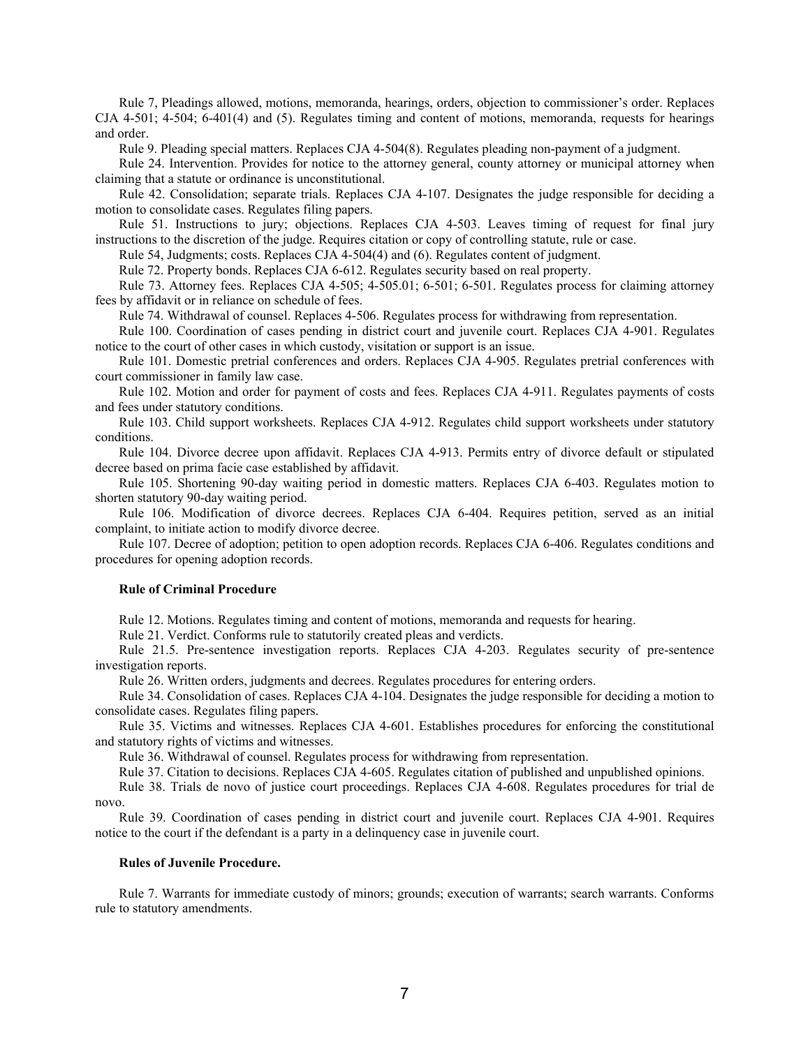Rule 7, Pleadings allowed, motions, memoranda, hearings, orders, objection to commissioner's order. Replaces CJA 4-501; 4-504; 6-401(4) and (5). Regulates timing and content of motions, memoranda, requests for hearings and order.

Rule 9. Pleading special matters. Replaces CJA 4-504(8). Regulates pleading non-payment of a judgment.

Rule 24. Intervention. Provides for notice to the attorney general, county attorney or municipal attorney when claiming that a statute or ordinance is unconstitutional.

Rule 42. Consolidation; separate trials. Replaces CJA 4-107. Designates the judge responsible for deciding a motion to consolidate cases. Regulates filing papers.

Rule 51. Instructions to jury; objections. Replaces CJA 4-503. Leaves timing of request for final jury instructions to the discretion of the judge. Requires citation or copy of controlling statute, rule or case.

Rule 54, Judgments; costs. Replaces CJA 4-504(4) and (6). Regulates content of judgment.

Rule 72. Property bonds. Replaces CJA 6-612. Regulates security based on real property.

Rule 73. Attorney fees. Replaces CJA 4-505; 4-505.01; 6-501; 6-501. Regulates process for claiming attorney fees by affidavit or in reliance on schedule of fees.

Rule 74. Withdrawal of counsel. Replaces 4-506. Regulates process for withdrawing from representation.

Rule 100. Coordination of cases pending in district court and juvenile court. Replaces CJA 4-901. Regulates notice to the court of other cases in which custody, visitation or support is an issue.

Rule 101. Domestic pretrial conferences and orders. Replaces CJA 4-905. Regulates pretrial conferences with court commissioner in family law case.

Rule 102. Motion and order for payment of costs and fees. Replaces CJA 4-911. Regulates payments of costs and fees under statutory conditions.

Rule 103. Child support worksheets. Replaces CJA 4-912. Regulates child support worksheets under statutory conditions.

Rule 104. Divorce decree upon affidavit. Replaces CJA 4-913. Permits entry of divorce default or stipulated decree based on prima facie case established by affidavit.

Rule 105. Shortening 90-day waiting period in domestic matters. Replaces CJA 6-403. Regulates motion to shorten statutory 90-day waiting period.

Rule 106. Modification of divorce decrees. Replaces CJA 6-404. Requires petition, served as an initial complaint, to initiate action to modify divorce decree.

Rule 107. Decree of adoption; petition to open adoption records. Replaces CJA 6-406. Regulates conditions and procedures for opening adoption records.

**Rule of Criminal Procedure**

Rule 12. Motions. Regulates timing and content of motions, memoranda and requests for hearing.

Rule 21. Verdict. Conforms rule to statutorily created pleas and verdicts.

Rule 21.5. Pre-sentence investigation reports. Replaces CJA 4-203. Regulates security of pre-sentence investigation reports.

Rule 26. Written orders, judgments and decrees. Regulates procedures for entering orders.

Rule 34. Consolidation of cases. Replaces CJA 4-104. Designates the judge responsible for deciding a motion to consolidate cases. Regulates filing papers.

Rule 35. Victims and witnesses. Replaces CJA 4-601. Establishes procedures for enforcing the constitutional and statutory rights of victims and witnesses.

Rule 36. Withdrawal of counsel. Regulates process for withdrawing from representation.

Rule 37. Citation to decisions. Replaces CJA 4-605. Regulates citation of published and unpublished opinions.

Rule 38. Trials de novo of justice court proceedings. Replaces CJA 4-608. Regulates procedures for trial de novo.

Rule 39. Coordination of cases pending in district court and juvenile court. Replaces CJA 4-901. Requires notice to the court if the defendant is a party in a delinquency case in juvenile court.

**Rules of Juvenile Procedure.**

Rule 7. Warrants for immediate custody of minors; grounds; execution of warrants; search warrants. Conforms rule to statutory amendments.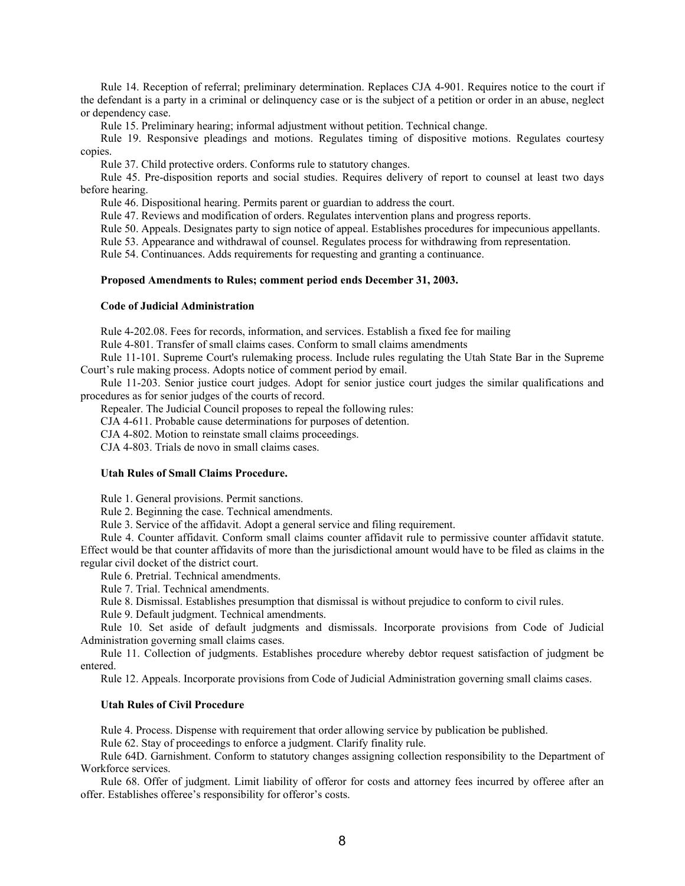Rule 14. Reception of referral; preliminary determination. Replaces CJA 4-901. Requires notice to the court if the defendant is a party in a criminal or delinquency case or is the subject of a petition or order in an abuse, neglect or dependency case.

Rule 15. Preliminary hearing; informal adjustment without petition. Technical change.

Rule 19. Responsive pleadings and motions. Regulates timing of dispositive motions. Regulates courtesy copies.

Rule 37. Child protective orders. Conforms rule to statutory changes.

Rule 45. Pre-disposition reports and social studies. Requires delivery of report to counsel at least two days before hearing.

Rule 46. Dispositional hearing. Permits parent or guardian to address the court.

Rule 47. Reviews and modification of orders. Regulates intervention plans and progress reports.

Rule 50. Appeals. Designates party to sign notice of appeal. Establishes procedures for impecunious appellants.

Rule 53. Appearance and withdrawal of counsel. Regulates process for withdrawing from representation.

Rule 54. Continuances. Adds requirements for requesting and granting a continuance.

**Proposed Amendments to Rules; comment period ends December 31, 2003.**

**Code of Judicial Administration**

Rule 4-202.08. Fees for records, information, and services. Establish a fixed fee for mailing

Rule 4-801. Transfer of small claims cases. Conform to small claims amendments

Rule 11-101. Supreme Court's rulemaking process. Include rules regulating the Utah State Bar in the Supreme Court's rule making process. Adopts notice of comment period by email.

Rule 11-203. Senior justice court judges. Adopt for senior justice court judges the similar qualifications and procedures as for senior judges of the courts of record.

Repealer. The Judicial Council proposes to repeal the following rules:

CJA 4-611. Probable cause determinations for purposes of detention.

CJA 4-802. Motion to reinstate small claims proceedings.

CJA 4-803. Trials de novo in small claims cases.

**Utah Rules of Small Claims Procedure.**

Rule 1. General provisions. Permit sanctions.

Rule 2. Beginning the case. Technical amendments.

Rule 3. Service of the affidavit. Adopt a general service and filing requirement.

Rule 4. Counter affidavit. Conform small claims counter affidavit rule to permissive counter affidavit statute. Effect would be that counter affidavits of more than the jurisdictional amount would have to be filed as claims in the regular civil docket of the district court.

Rule 6. Pretrial. Technical amendments.

Rule 7. Trial. Technical amendments.

Rule 8. Dismissal. Establishes presumption that dismissal is without prejudice to conform to civil rules.

Rule 9. Default judgment. Technical amendments.

Rule 10. Set aside of default judgments and dismissals. Incorporate provisions from Code of Judicial Administration governing small claims cases.

Rule 11. Collection of judgments. Establishes procedure whereby debtor request satisfaction of judgment be entered.

Rule 12. Appeals. Incorporate provisions from Code of Judicial Administration governing small claims cases.

**Utah Rules of Civil Procedure**

Rule 4. Process. Dispense with requirement that order allowing service by publication be published.

Rule 62. Stay of proceedings to enforce a judgment. Clarify finality rule.

Rule 64D. Garnishment. Conform to statutory changes assigning collection responsibility to the Department of Workforce services.

Rule 68. Offer of judgment. Limit liability of offeror for costs and attorney fees incurred by offeree after an offer. Establishes offeree's responsibility for offeror's costs.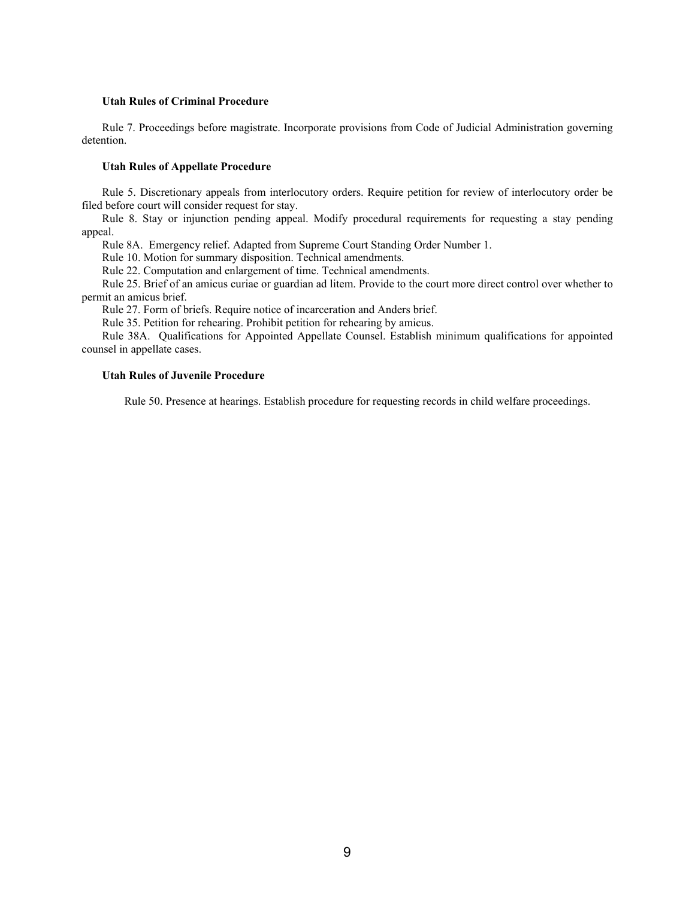**Utah Rules of Criminal Procedure**

Rule 7. Proceedings before magistrate. Incorporate provisions from Code of Judicial Administration governing detention.

**Utah Rules of Appellate Procedure**

Rule 5. Discretionary appeals from interlocutory orders. Require petition for review of interlocutory order be filed before court will consider request for stay.

Rule 8. Stay or injunction pending appeal. Modify procedural requirements for requesting a stay pending appeal.

Rule 8A. Emergency relief. Adapted from Supreme Court Standing Order Number 1.

Rule 10. Motion for summary disposition. Technical amendments.

Rule 22. Computation and enlargement of time. Technical amendments.

Rule 25. Brief of an amicus curiae or guardian ad litem. Provide to the court more direct control over whether to permit an amicus brief.

Rule 27. Form of briefs. Require notice of incarceration and Anders brief.

Rule 35. Petition for rehearing. Prohibit petition for rehearing by amicus.

Rule 38A. Qualifications for Appointed Appellate Counsel. Establish minimum qualifications for appointed counsel in appellate cases.

**Utah Rules of Juvenile Procedure**

Rule 50. Presence at hearings. Establish procedure for requesting records in child welfare proceedings.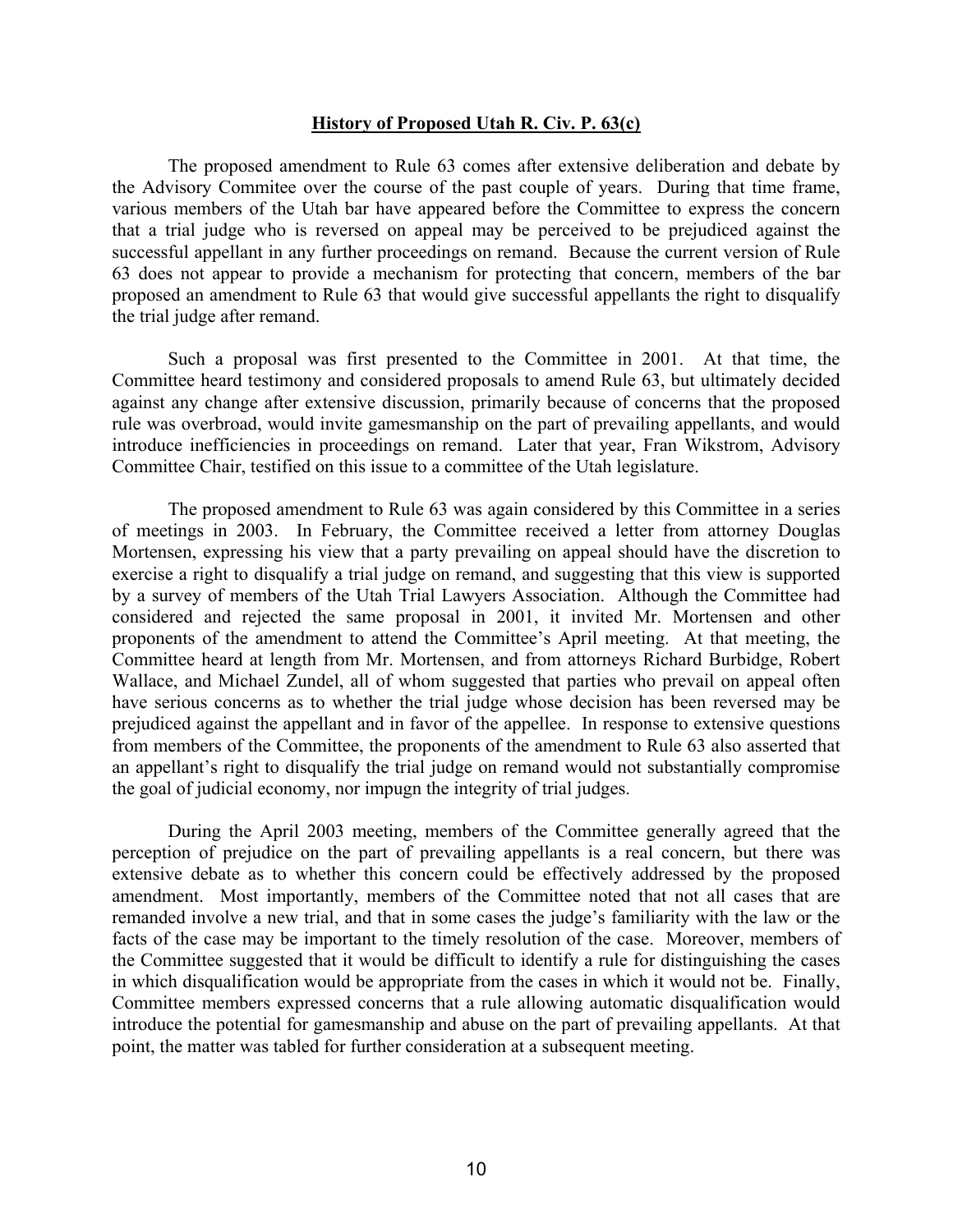**History of Proposed Utah R. Civ. P. 63(c)**

The proposed amendment to Rule 63 comes after extensive deliberation and debate by the Advisory Commitee over the course of the past couple of years. During that time frame, various members of the Utah bar have appeared before the Committee to express the concern that a trial judge who is reversed on appeal may be perceived to be prejudiced against the successful appellant in any further proceedings on remand. Because the current version of Rule 63 does not appear to provide a mechanism for protecting that concern, members of the bar proposed an amendment to Rule 63 that would give successful appellants the right to disqualify the trial judge after remand.

Such a proposal was first presented to the Committee in 2001. At that time, the Committee heard testimony and considered proposals to amend Rule 63, but ultimately decided against any change after extensive discussion, primarily because of concerns that the proposed rule was overbroad, would invite gamesmanship on the part of prevailing appellants, and would introduce inefficiencies in proceedings on remand. Later that year, Fran Wikstrom, Advisory Committee Chair, testified on this issue to a committee of the Utah legislature.

The proposed amendment to Rule 63 was again considered by this Committee in a series of meetings in 2003. In February, the Committee received a letter from attorney Douglas Mortensen, expressing his view that a party prevailing on appeal should have the discretion to exercise a right to disqualify a trial judge on remand, and suggesting that this view is supported by a survey of members of the Utah Trial Lawyers Association. Although the Committee had considered and rejected the same proposal in 2001, it invited Mr. Mortensen and other proponents of the amendment to attend the Committee's April meeting. At that meeting, the Committee heard at length from Mr. Mortensen, and from attorneys Richard Burbidge, Robert Wallace, and Michael Zundel, all of whom suggested that parties who prevail on appeal often have serious concerns as to whether the trial judge whose decision has been reversed may be prejudiced against the appellant and in favor of the appellee. In response to extensive questions from members of the Committee, the proponents of the amendment to Rule 63 also asserted that an appellant's right to disqualify the trial judge on remand would not substantially compromise the goal of judicial economy, nor impugn the integrity of trial judges.

During the April 2003 meeting, members of the Committee generally agreed that the perception of prejudice on the part of prevailing appellants is a real concern, but there was extensive debate as to whether this concern could be effectively addressed by the proposed amendment. Most importantly, members of the Committee noted that not all cases that are remanded involve a new trial, and that in some cases the judge's familiarity with the law or the facts of the case may be important to the timely resolution of the case. Moreover, members of the Committee suggested that it would be difficult to identify a rule for distinguishing the cases in which disqualification would be appropriate from the cases in which it would not be. Finally, Committee members expressed concerns that a rule allowing automatic disqualification would introduce the potential for gamesmanship and abuse on the part of prevailing appellants. At that point, the matter was tabled for further consideration at a subsequent meeting.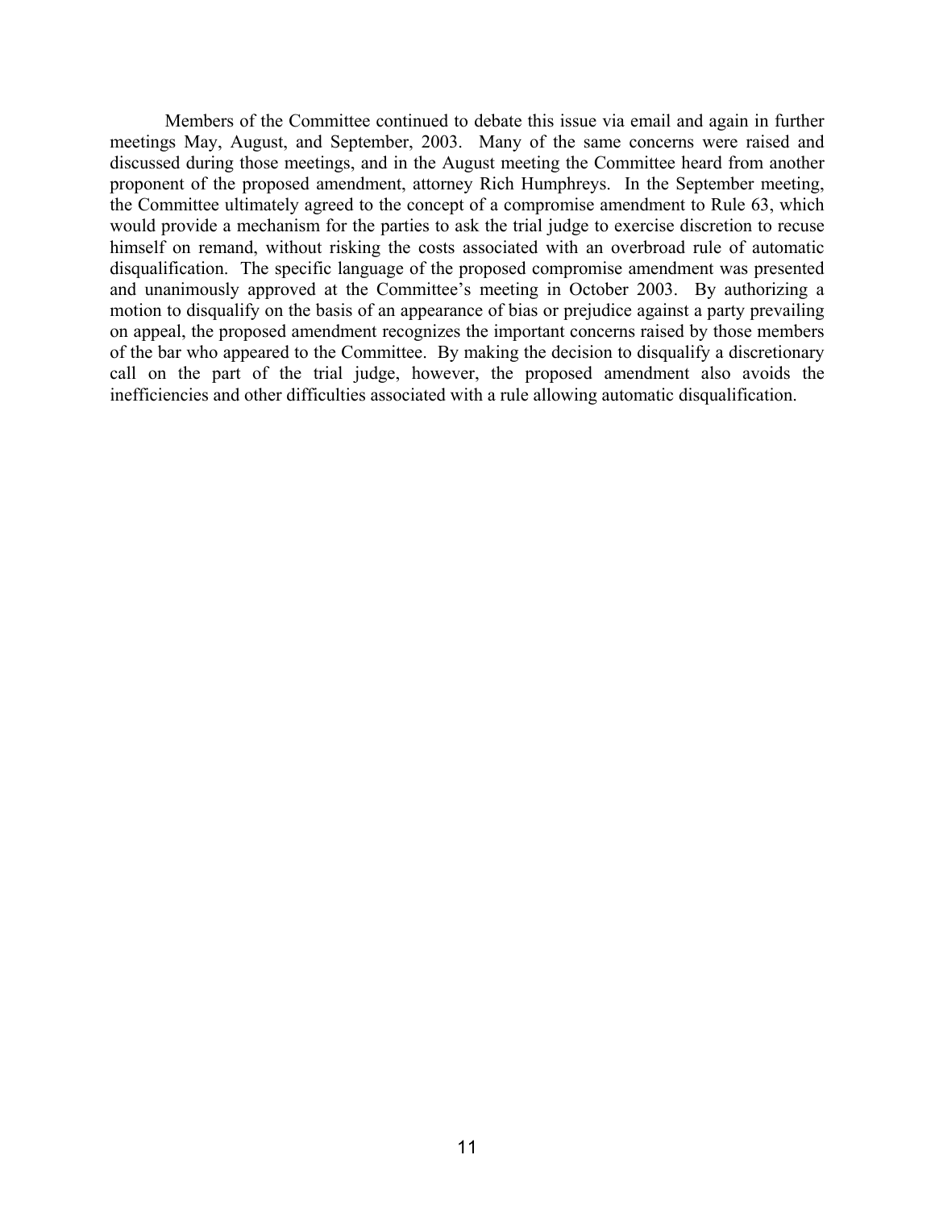Members of the Committee continued to debate this issue via email and again in further meetings May, August, and September, 2003. Many of the same concerns were raised and discussed during those meetings, and in the August meeting the Committee heard from another proponent of the proposed amendment, attorney Rich Humphreys. In the September meeting, the Committee ultimately agreed to the concept of a compromise amendment to Rule 63, which would provide a mechanism for the parties to ask the trial judge to exercise discretion to recuse himself on remand, without risking the costs associated with an overbroad rule of automatic disqualification. The specific language of the proposed compromise amendment was presented and unanimously approved at the Committee's meeting in October 2003. By authorizing a motion to disqualify on the basis of an appearance of bias or prejudice against a party prevailing on appeal, the proposed amendment recognizes the important concerns raised by those members of the bar who appeared to the Committee. By making the decision to disqualify a discretionary call on the part of the trial judge, however, the proposed amendment also avoids the inefficiencies and other difficulties associated with a rule allowing automatic disqualification.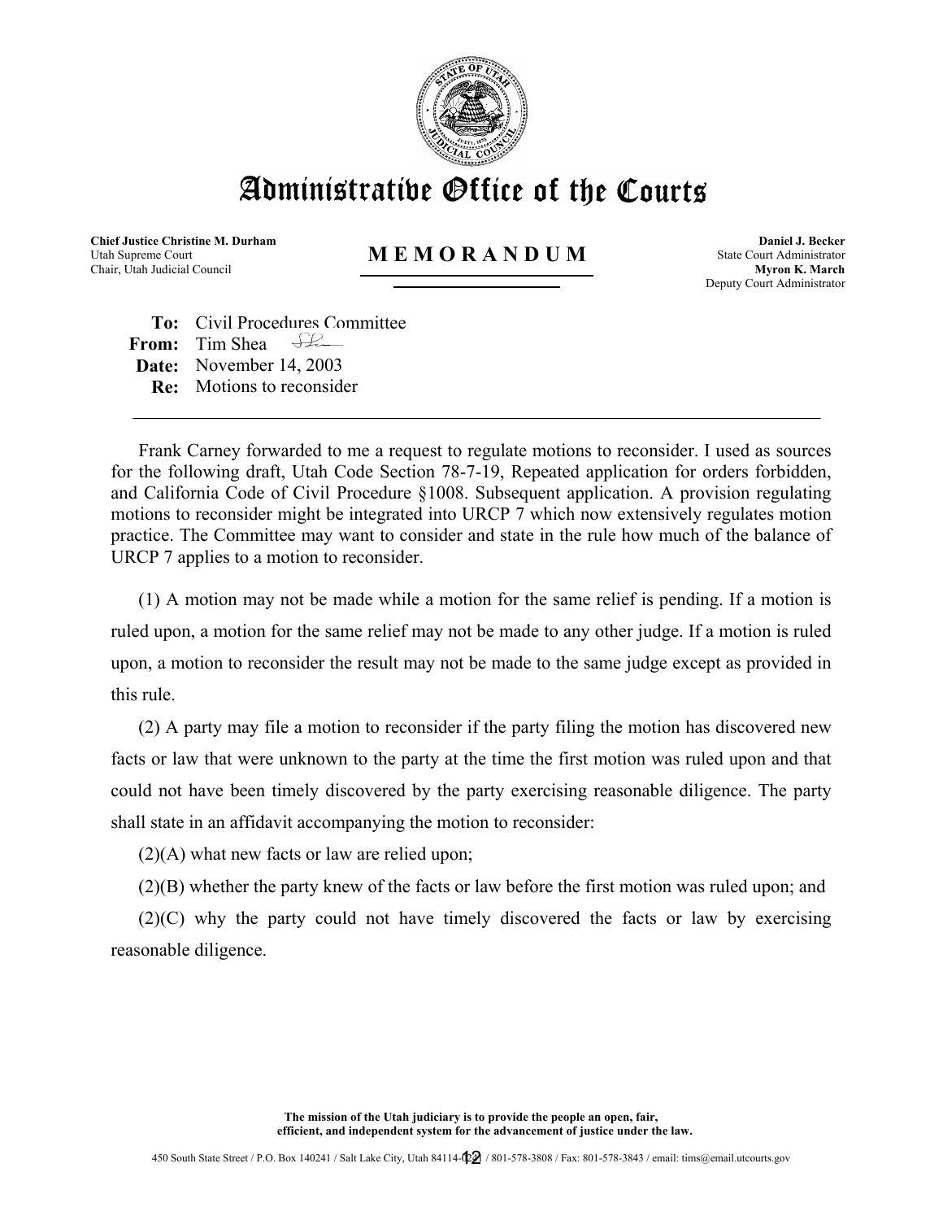# Administrative Office of the Courts

**Chief Justice Christine M. Durham**
Utah Supreme Court
Chair, Utah Judicial Council

**M E M O R A N D U M**

**Daniel J. Becker**
State Court Administrator
**Myron K. March**
Deputy Court Administrator

**To:** Civil Procedures Committee
**From:** Tim Shea
**Date:** November 14, 2003
**Re:** Motions to reconsider

---

Frank Carney forwarded to me a request to regulate motions to reconsider. I used as sources for the following draft, Utah Code Section 78-7-19, Repeated application for orders forbidden, and California Code of Civil Procedure §1008. Subsequent application. A provision regulating motions to reconsider might be integrated into URCP 7 which now extensively regulates motion practice. The Committee may want to consider and state in the rule how much of the balance of URCP 7 applies to a motion to reconsider.

(1) A motion may not be made while a motion for the same relief is pending. If a motion is ruled upon, a motion for the same relief may not be made to any other judge. If a motion is ruled upon, a motion to reconsider the result may not be made to the same judge except as provided in this rule.

(2) A party may file a motion to reconsider if the party filing the motion has discovered new facts or law that were unknown to the party at the time the first motion was ruled upon and that could not have been timely discovered by the party exercising reasonable diligence. The party shall state in an affidavit accompanying the motion to reconsider:

(2)(A) what new facts or law are relied upon;

(2)(B) whether the party knew of the facts or law before the first motion was ruled upon; and

(2)(C) why the party could not have timely discovered the facts or law by exercising reasonable diligence.

The mission of the Utah judiciary is to provide the people an open, fair, efficient, and independent system for the advancement of justice under the law.

450 South State Street / P.O. Box 140241 / Salt Lake City, Utah 84114-0241 / 801-578-3808 / Fax: 801-578-3843 / email: tims@email.utcourts.gov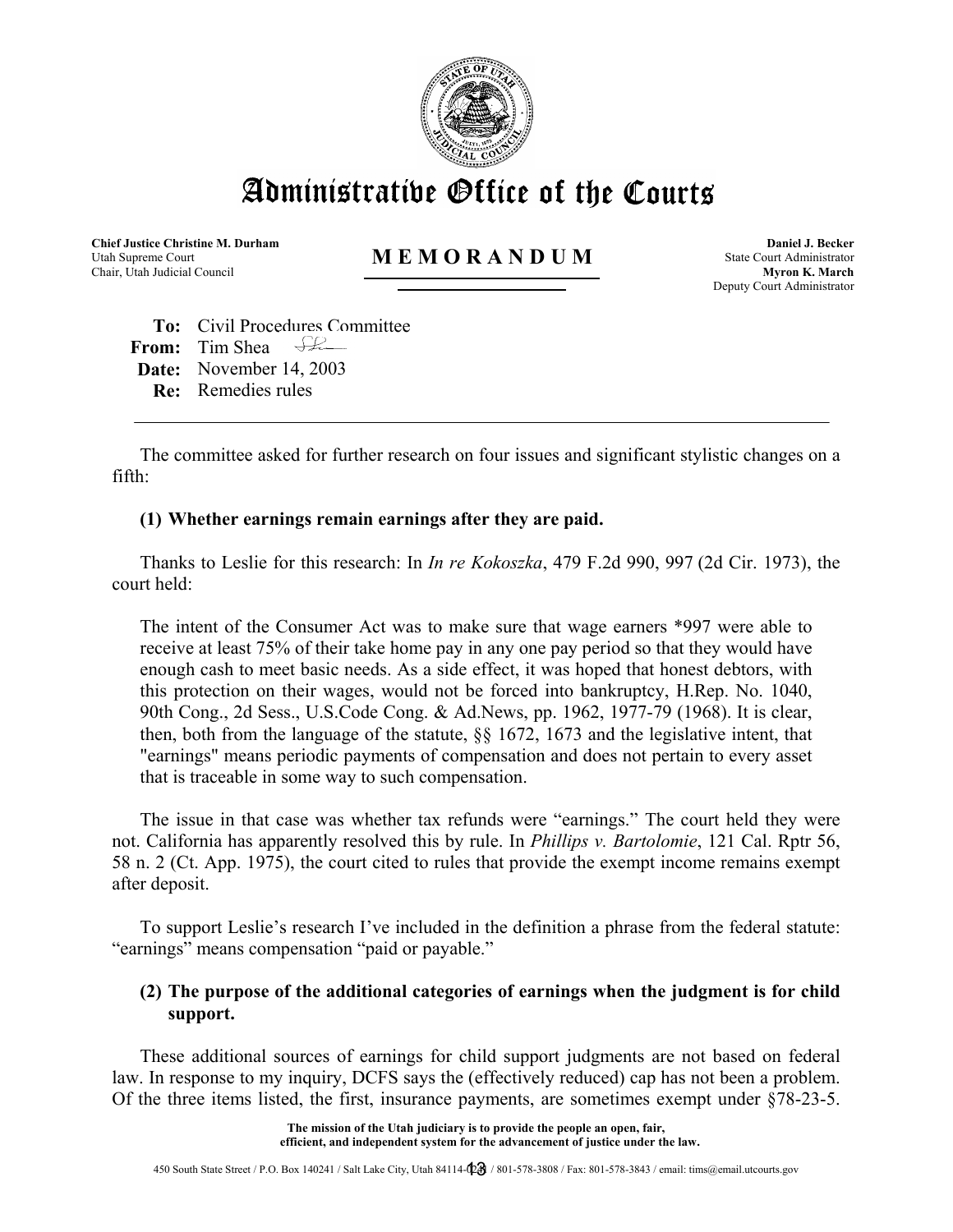# Administrative Office of the Courts

**Chief Justice Christine M. Durham**
Utah Supreme Court
Chair, Utah Judicial Council

**MEMORANDUM**

**Daniel J. Becker**
State Court Administrator
**Myron K. March**
Deputy Court Administrator

**To:** Civil Procedures Committee
**From:** Tim Shea
**Date:** November 14, 2003
**Re:** Remedies rules

---

The committee asked for further research on four issues and significant stylistic changes on a fifth:

**(1) Whether earnings remain earnings after they are paid.**

Thanks to Leslie for this research: In *In re Kokoszka*, 479 F.2d 990, 997 (2d Cir. 1973), the court held:

> The intent of the Consumer Act was to make sure that wage earners *997 were able to receive at least 75% of their take home pay in any one pay period so that they would have enough cash to meet basic needs. As a side effect, it was hoped that honest debtors, with this protection on their wages, would not be forced into bankruptcy, H.Rep. No. 1040, 90th Cong., 2d Sess., U.S.Code Cong. & Ad.News, pp. 1962, 1977-79 (1968). It is clear, then, both from the language of the statute, §§ 1672, 1673 and the legislative intent, that "earnings" means periodic payments of compensation and does not pertain to every asset that is traceable in some way to such compensation.

The issue in that case was whether tax refunds were "earnings." The court held they were not. California has apparently resolved this by rule. In *Phillips v. Bartolomie*, 121 Cal. Rptr 56, 58 n. 2 (Ct. App. 1975), the court cited to rules that provide the exempt income remains exempt after deposit.

To support Leslie's research I've included in the definition a phrase from the federal statute: "earnings" means compensation "paid or payable."

**(2) The purpose of the additional categories of earnings when the judgment is for child support.**

These additional sources of earnings for child support judgments are not based on federal law. In response to my inquiry, DCFS says the (effectively reduced) cap has not been a problem. Of the three items listed, the first, insurance payments, are sometimes exempt under §78-23-5.

The mission of the Utah judiciary is to provide the people an open, fair, efficient, and independent system for the advancement of justice under the law.

450 South State Street / P.O. Box 140241 / Salt Lake City, Utah 84114-0241 / 801-578-3808 / Fax: 801-578-3843 / email: tims@email.utcourts.gov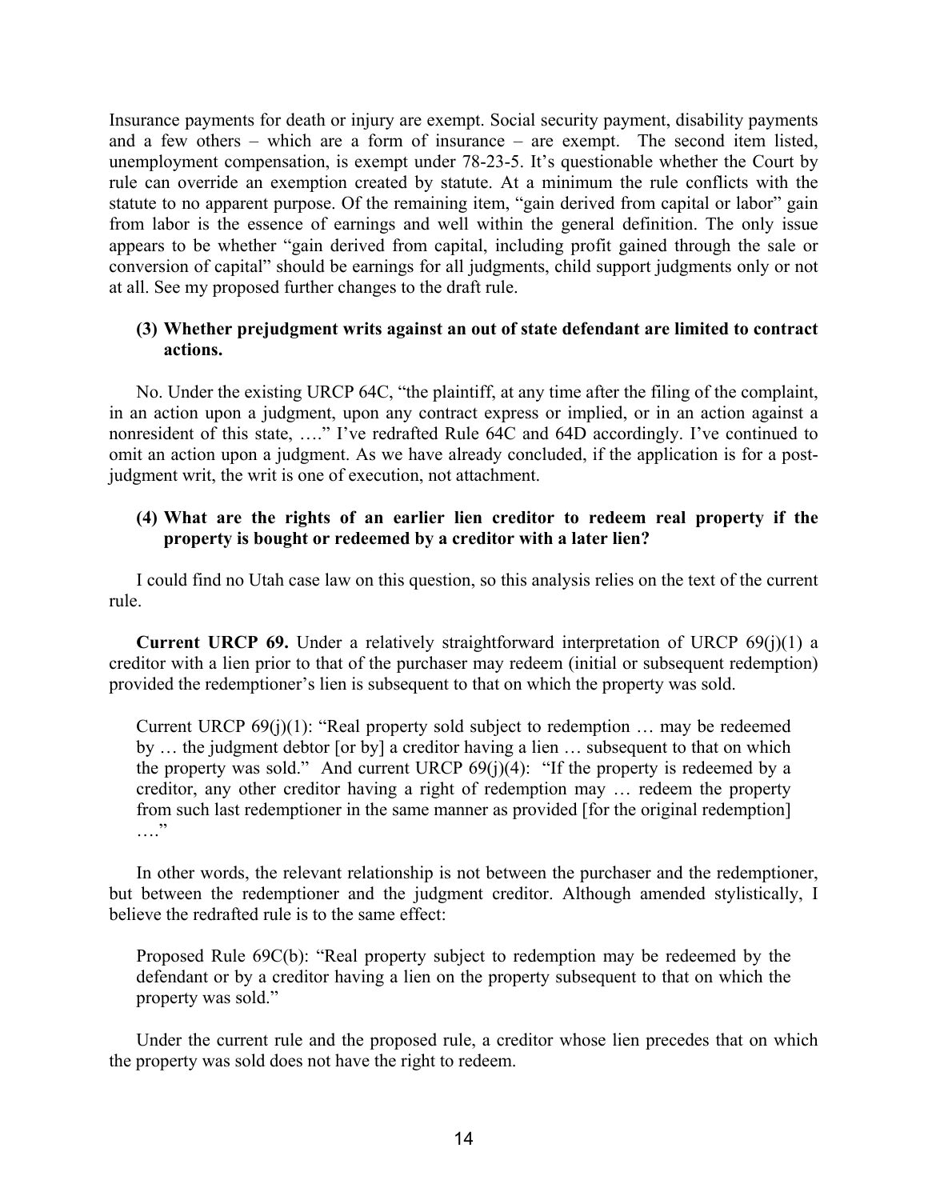Insurance payments for death or injury are exempt. Social security payment, disability payments and a few others – which are a form of insurance – are exempt. The second item listed, unemployment compensation, is exempt under 78-23-5. It's questionable whether the Court by rule can override an exemption created by statute. At a minimum the rule conflicts with the statute to no apparent purpose. Of the remaining item, "gain derived from capital or labor" gain from labor is the essence of earnings and well within the general definition. The only issue appears to be whether "gain derived from capital, including profit gained through the sale or conversion of capital" should be earnings for all judgments, child support judgments only or not at all. See my proposed further changes to the draft rule.

**(3) Whether prejudgment writs against an out of state defendant are limited to contract actions.**

No. Under the existing URCP 64C, "the plaintiff, at any time after the filing of the complaint, in an action upon a judgment, upon any contract express or implied, or in an action against a nonresident of this state, …." I've redrafted Rule 64C and 64D accordingly. I've continued to omit an action upon a judgment. As we have already concluded, if the application is for a post-judgment writ, the writ is one of execution, not attachment.

**(4) What are the rights of an earlier lien creditor to redeem real property if the property is bought or redeemed by a creditor with a later lien?**

I could find no Utah case law on this question, so this analysis relies on the text of the current rule.

**Current URCP 69.** Under a relatively straightforward interpretation of URCP 69(j)(1) a creditor with a lien prior to that of the purchaser may redeem (initial or subsequent redemption) provided the redemptioner's lien is subsequent to that on which the property was sold.

> Current URCP 69(j)(1): "Real property sold subject to redemption … may be redeemed by … the judgment debtor [or by] a creditor having a lien … subsequent to that on which the property was sold." And current URCP 69(j)(4): "If the property is redeemed by a creditor, any other creditor having a right of redemption may … redeem the property from such last redemptioner in the same manner as provided [for the original redemption] …."

In other words, the relevant relationship is not between the purchaser and the redemptioner, but between the redemptioner and the judgment creditor. Although amended stylistically, I believe the redrafted rule is to the same effect:

> Proposed Rule 69C(b): "Real property subject to redemption may be redeemed by the defendant or by a creditor having a lien on the property subsequent to that on which the property was sold."

Under the current rule and the proposed rule, a creditor whose lien precedes that on which the property was sold does not have the right to redeem.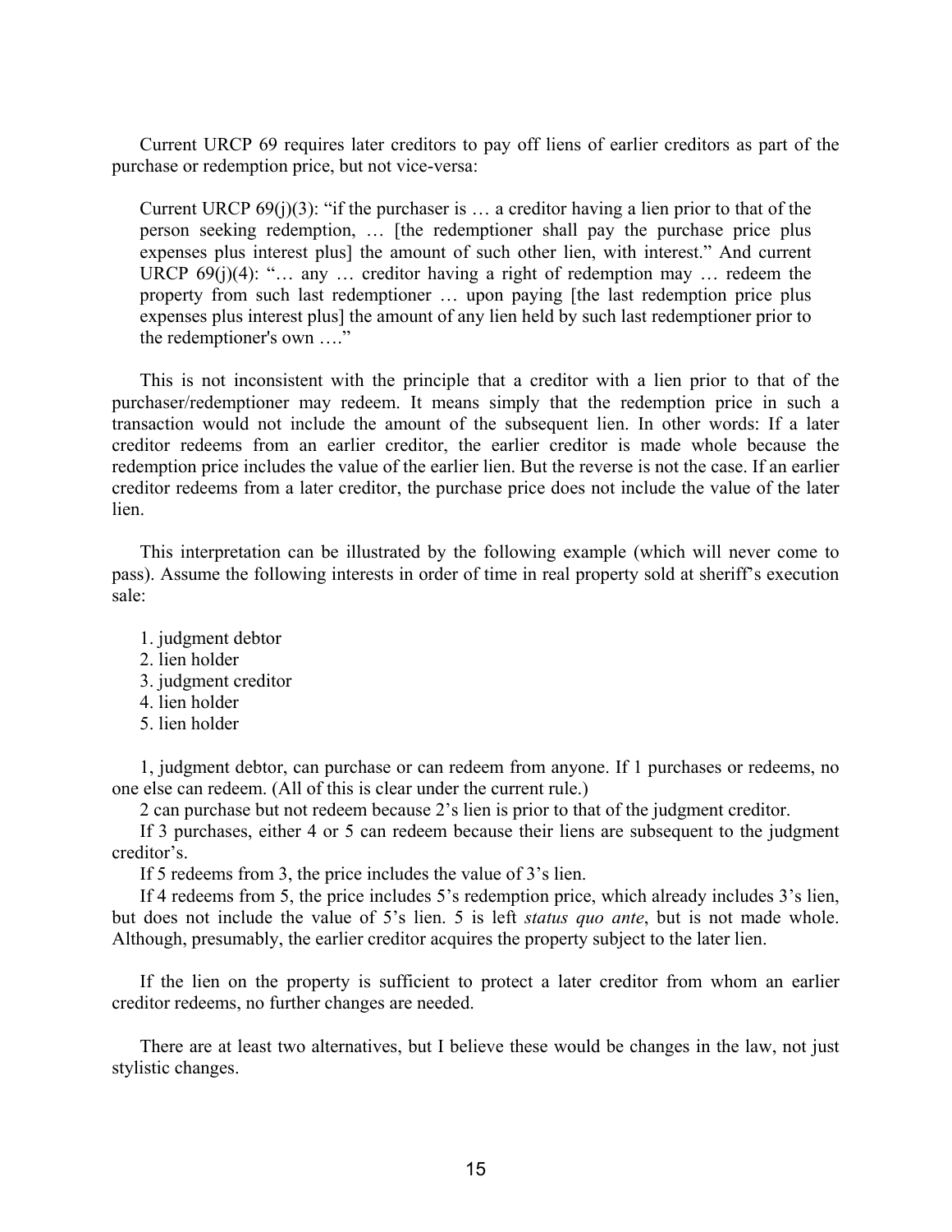Current URCP 69 requires later creditors to pay off liens of earlier creditors as part of the purchase or redemption price, but not vice-versa:

> Current URCP 69(j)(3): "if the purchaser is … a creditor having a lien prior to that of the person seeking redemption, … [the redemptioner shall pay the purchase price plus expenses plus interest plus] the amount of such other lien, with interest." And current URCP 69(j)(4): "… any … creditor having a right of redemption may … redeem the property from such last redemptioner … upon paying [the last redemption price plus expenses plus interest plus] the amount of any lien held by such last redemptioner prior to the redemptioner's own …."

This is not inconsistent with the principle that a creditor with a lien prior to that of the purchaser/redemptioner may redeem. It means simply that the redemption price in such a transaction would not include the amount of the subsequent lien. In other words: If a later creditor redeems from an earlier creditor, the earlier creditor is made whole because the redemption price includes the value of the earlier lien. But the reverse is not the case. If an earlier creditor redeems from a later creditor, the purchase price does not include the value of the later lien.

This interpretation can be illustrated by the following example (which will never come to pass). Assume the following interests in order of time in real property sold at sheriff's execution sale:

1. judgment debtor
2. lien holder
3. judgment creditor
4. lien holder
5. lien holder

1, judgment debtor, can purchase or can redeem from anyone. If 1 purchases or redeems, no one else can redeem. (All of this is clear under the current rule.)

2 can purchase but not redeem because 2's lien is prior to that of the judgment creditor.

If 3 purchases, either 4 or 5 can redeem because their liens are subsequent to the judgment creditor's.

If 5 redeems from 3, the price includes the value of 3's lien.

If 4 redeems from 5, the price includes 5's redemption price, which already includes 3's lien, but does not include the value of 5's lien. 5 is left *status quo ante*, but is not made whole. Although, presumably, the earlier creditor acquires the property subject to the later lien.

If the lien on the property is sufficient to protect a later creditor from whom an earlier creditor redeems, no further changes are needed.

There are at least two alternatives, but I believe these would be changes in the law, not just stylistic changes.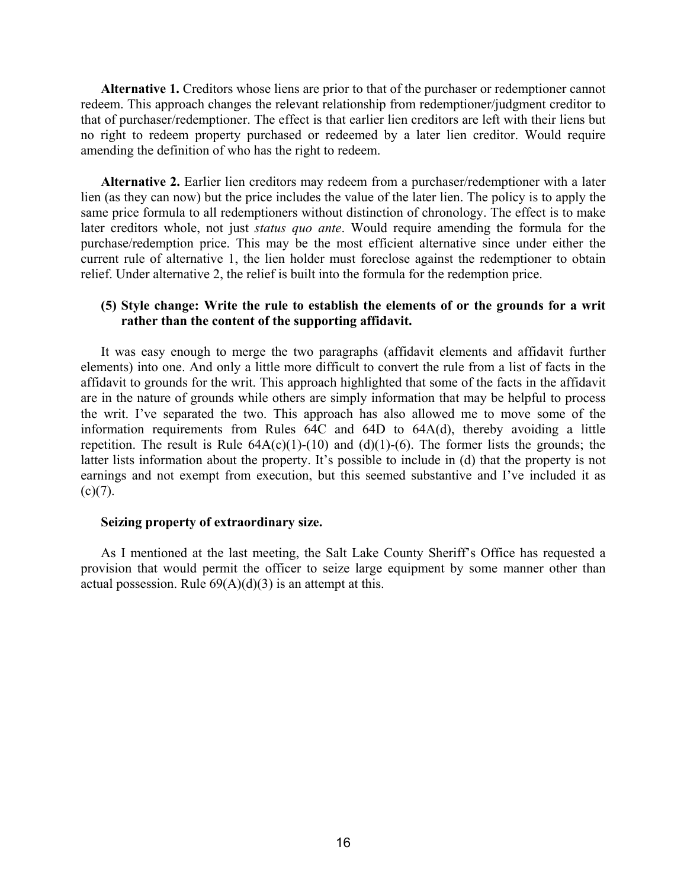**Alternative 1.** Creditors whose liens are prior to that of the purchaser or redemptioner cannot redeem. This approach changes the relevant relationship from redemptioner/judgment creditor to that of purchaser/redemptioner. The effect is that earlier lien creditors are left with their liens but no right to redeem property purchased or redeemed by a later lien creditor. Would require amending the definition of who has the right to redeem.

**Alternative 2.** Earlier lien creditors may redeem from a purchaser/redemptioner with a later lien (as they can now) but the price includes the value of the later lien. The policy is to apply the same price formula to all redemptioners without distinction of chronology. The effect is to make later creditors whole, not just *status quo ante*. Would require amending the formula for the purchase/redemption price. This may be the most efficient alternative since under either the current rule of alternative 1, the lien holder must foreclose against the redemptioner to obtain relief. Under alternative 2, the relief is built into the formula for the redemption price.

### (5) Style change: Write the rule to establish the elements of or the grounds for a writ rather than the content of the supporting affidavit.

It was easy enough to merge the two paragraphs (affidavit elements and affidavit further elements) into one. And only a little more difficult to convert the rule from a list of facts in the affidavit to grounds for the writ. This approach highlighted that some of the facts in the affidavit are in the nature of grounds while others are simply information that may be helpful to process the writ. I've separated the two. This approach has also allowed me to move some of the information requirements from Rules 64C and 64D to 64A(d), thereby avoiding a little repetition. The result is Rule 64A(c)(1)-(10) and (d)(1)-(6). The former lists the grounds; the latter lists information about the property. It's possible to include in (d) that the property is not earnings and not exempt from execution, but this seemed substantive and I've included it as (c)(7).

### Seizing property of extraordinary size.

As I mentioned at the last meeting, the Salt Lake County Sheriff's Office has requested a provision that would permit the officer to seize large equipment by some manner other than actual possession. Rule 69(A)(d)(3) is an attempt at this.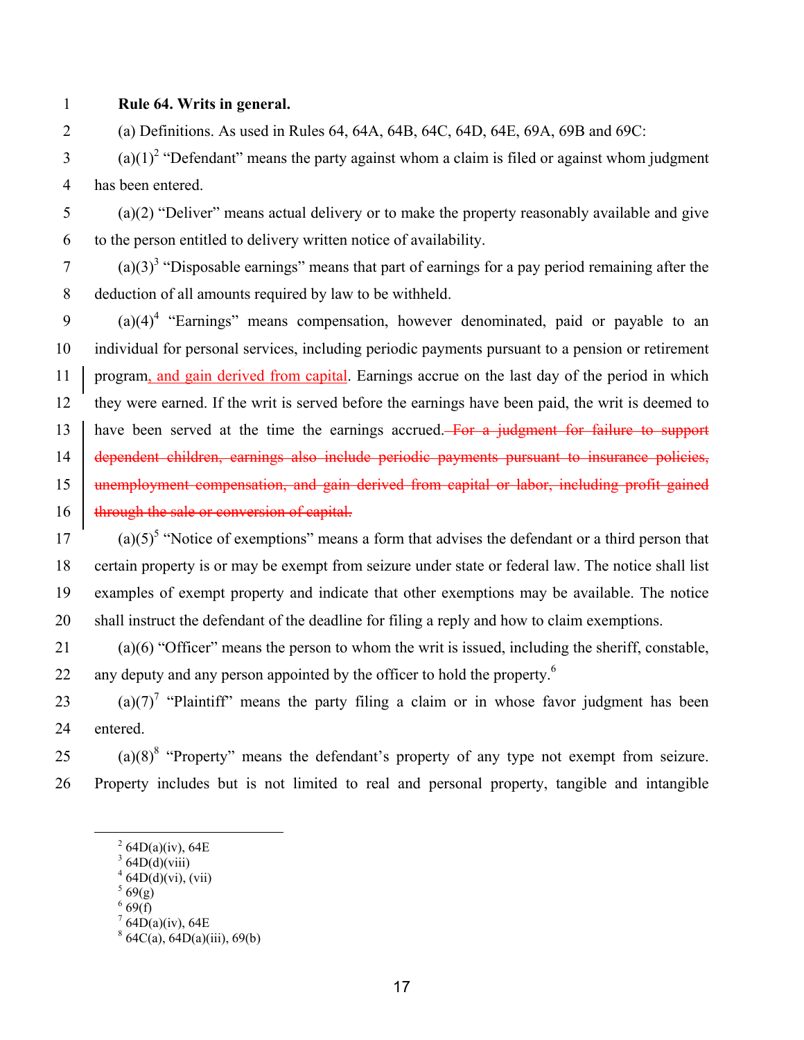**Rule 64. Writs in general.**

(a) Definitions. As used in Rules 64, 64A, 64B, 64C, 64D, 64E, 69A, 69B and 69C:

(a)(1)[2] "Defendant" means the party against whom a claim is filed or against whom judgment has been entered.

(a)(2) "Deliver" means actual delivery or to make the property reasonably available and give to the person entitled to delivery written notice of availability.

(a)(3)[3] "Disposable earnings" means that part of earnings for a pay period remaining after the deduction of all amounts required by law to be withheld.

(a)(4)[4] "Earnings" means compensation, however denominated, paid or payable to an individual for personal services, including periodic payments pursuant to a pension or retirement program<ins>, and gain derived from capital</ins>. Earnings accrue on the last day of the period in which they were earned. If the writ is served before the earnings have been paid, the writ is deemed to have been served at the time the earnings accrued.~~ For a judgment for failure to support dependent children, earnings also include periodic payments pursuant to insurance policies, unemployment compensation, and gain derived from capital or labor, including profit gained through the sale or conversion of capital.~~

(a)(5)[5] "Notice of exemptions" means a form that advises the defendant or a third person that certain property is or may be exempt from seizure under state or federal law. The notice shall list examples of exempt property and indicate that other exemptions may be available. The notice shall instruct the defendant of the deadline for filing a reply and how to claim exemptions.

(a)(6) "Officer" means the person to whom the writ is issued, including the sheriff, constable, any deputy and any person appointed by the officer to hold the property.[6]

(a)(7)[7] "Plaintiff" means the party filing a claim or in whose favor judgment has been entered.

(a)(8)[8] "Property" means the defendant's property of any type not exempt from seizure. Property includes but is not limited to real and personal property, tangible and intangible

---

[2] 64D(a)(iv), 64E
[3] 64D(d)(viii)
[4] 64D(d)(vi), (vii)
[5] 69(g)
[6] 69(f)
[7] 64D(a)(iv), 64E
[8] 64C(a), 64D(a)(iii), 69(b)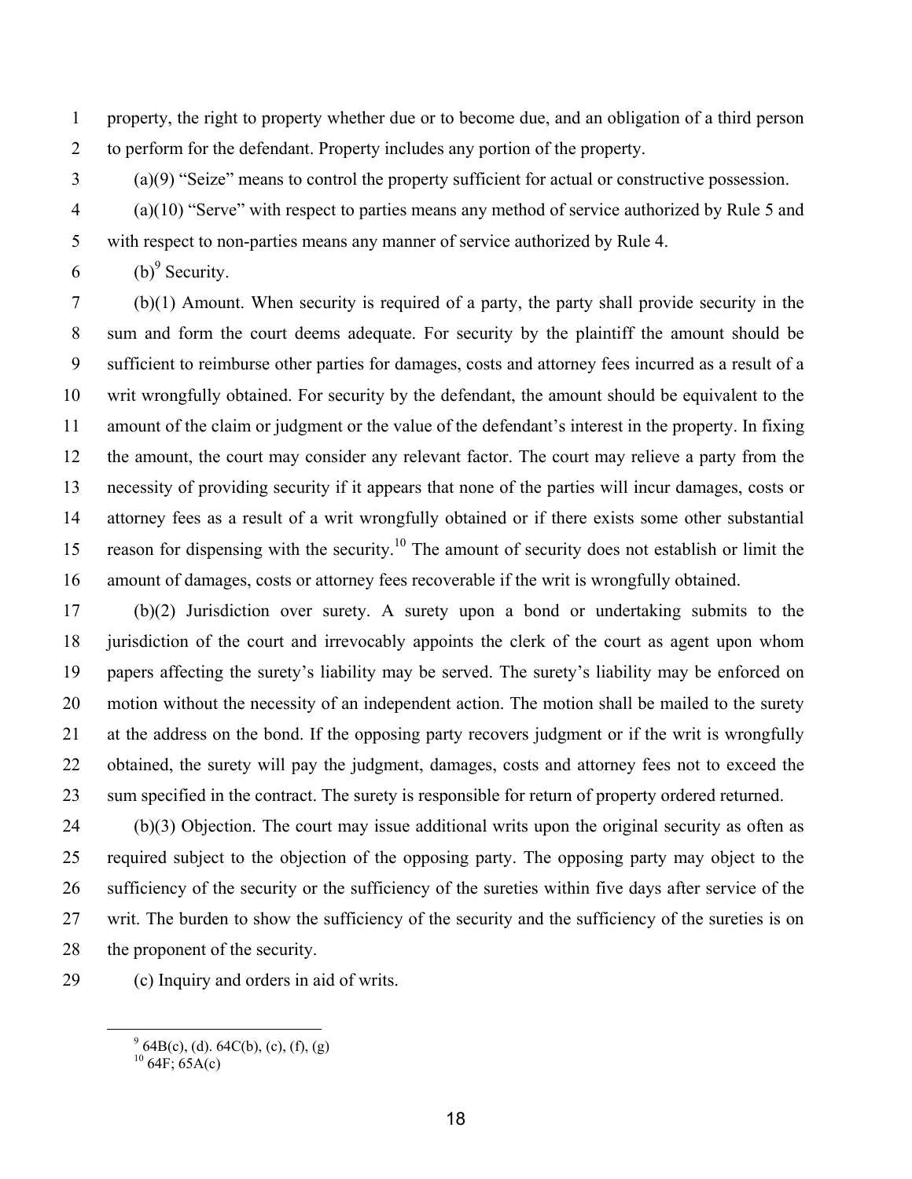property, the right to property whether due or to become due, and an obligation of a third person to perform for the defendant. Property includes any portion of the property.

(a)(9) "Seize" means to control the property sufficient for actual or constructive possession.

(a)(10) "Serve" with respect to parties means any method of service authorized by Rule 5 and with respect to non-parties means any manner of service authorized by Rule 4.

(b)[9] Security.

(b)(1) Amount. When security is required of a party, the party shall provide security in the sum and form the court deems adequate. For security by the plaintiff the amount should be sufficient to reimburse other parties for damages, costs and attorney fees incurred as a result of a writ wrongfully obtained. For security by the defendant, the amount should be equivalent to the amount of the claim or judgment or the value of the defendant's interest in the property. In fixing the amount, the court may consider any relevant factor. The court may relieve a party from the necessity of providing security if it appears that none of the parties will incur damages, costs or attorney fees as a result of a writ wrongfully obtained or if there exists some other substantial reason for dispensing with the security.[10] The amount of security does not establish or limit the amount of damages, costs or attorney fees recoverable if the writ is wrongfully obtained.

(b)(2) Jurisdiction over surety. A surety upon a bond or undertaking submits to the jurisdiction of the court and irrevocably appoints the clerk of the court as agent upon whom papers affecting the surety's liability may be served. The surety's liability may be enforced on motion without the necessity of an independent action. The motion shall be mailed to the surety at the address on the bond. If the opposing party recovers judgment or if the writ is wrongfully obtained, the surety will pay the judgment, damages, costs and attorney fees not to exceed the sum specified in the contract. The surety is responsible for return of property ordered returned.

(b)(3) Objection. The court may issue additional writs upon the original security as often as required subject to the objection of the opposing party. The opposing party may object to the sufficiency of the security or the sufficiency of the sureties within five days after service of the writ. The burden to show the sufficiency of the security and the sufficiency of the sureties is on the proponent of the security.

(c) Inquiry and orders in aid of writs.

---

[9] 64B(c), (d). 64C(b), (c), (f), (g)

[10] 64F; 65A(c)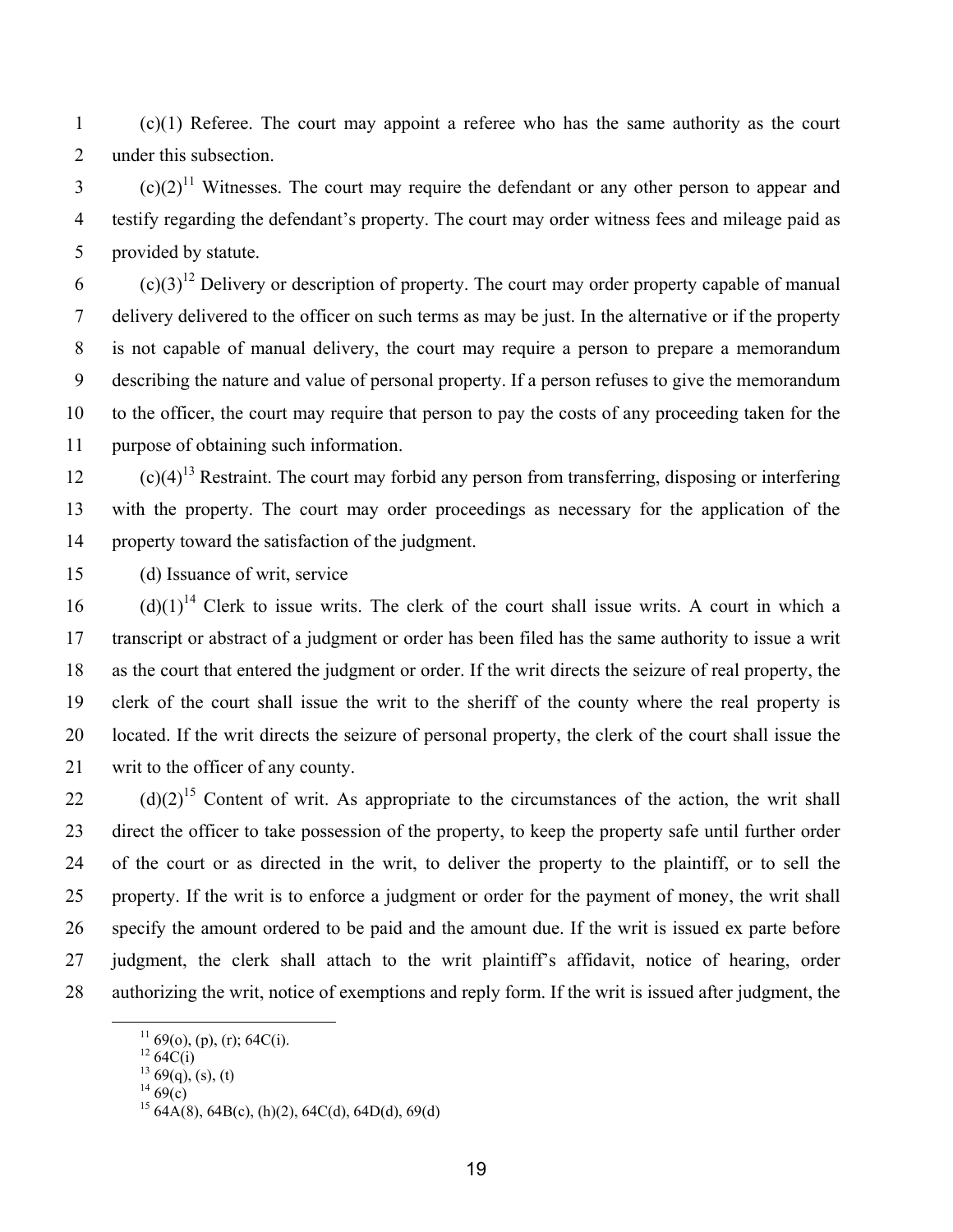(c)(1) Referee. The court may appoint a referee who has the same authority as the court under this subsection.

(c)(2)[11] Witnesses. The court may require the defendant or any other person to appear and testify regarding the defendant's property. The court may order witness fees and mileage paid as provided by statute.

(c)(3)[12] Delivery or description of property. The court may order property capable of manual delivery delivered to the officer on such terms as may be just. In the alternative or if the property is not capable of manual delivery, the court may require a person to prepare a memorandum describing the nature and value of personal property. If a person refuses to give the memorandum to the officer, the court may require that person to pay the costs of any proceeding taken for the purpose of obtaining such information.

(c)(4)[13] Restraint. The court may forbid any person from transferring, disposing or interfering with the property. The court may order proceedings as necessary for the application of the property toward the satisfaction of the judgment.

(d) Issuance of writ, service

(d)(1)[14] Clerk to issue writs. The clerk of the court shall issue writs. A court in which a transcript or abstract of a judgment or order has been filed has the same authority to issue a writ as the court that entered the judgment or order. If the writ directs the seizure of real property, the clerk of the court shall issue the writ to the sheriff of the county where the real property is located. If the writ directs the seizure of personal property, the clerk of the court shall issue the writ to the officer of any county.

(d)(2)[15] Content of writ. As appropriate to the circumstances of the action, the writ shall direct the officer to take possession of the property, to keep the property safe until further order of the court or as directed in the writ, to deliver the property to the plaintiff, or to sell the property. If the writ is to enforce a judgment or order for the payment of money, the writ shall specify the amount ordered to be paid and the amount due. If the writ is issued ex parte before judgment, the clerk shall attach to the writ plaintiff's affidavit, notice of hearing, order authorizing the writ, notice of exemptions and reply form. If the writ is issued after judgment, the

---

[11] 69(o), (p), (r); 64C(i).

[12] 64C(i)

[13] 69(q), (s), (t)

[14] 69(c)

[15] 64A(8), 64B(c), (h)(2), 64C(d), 64D(d), 69(d)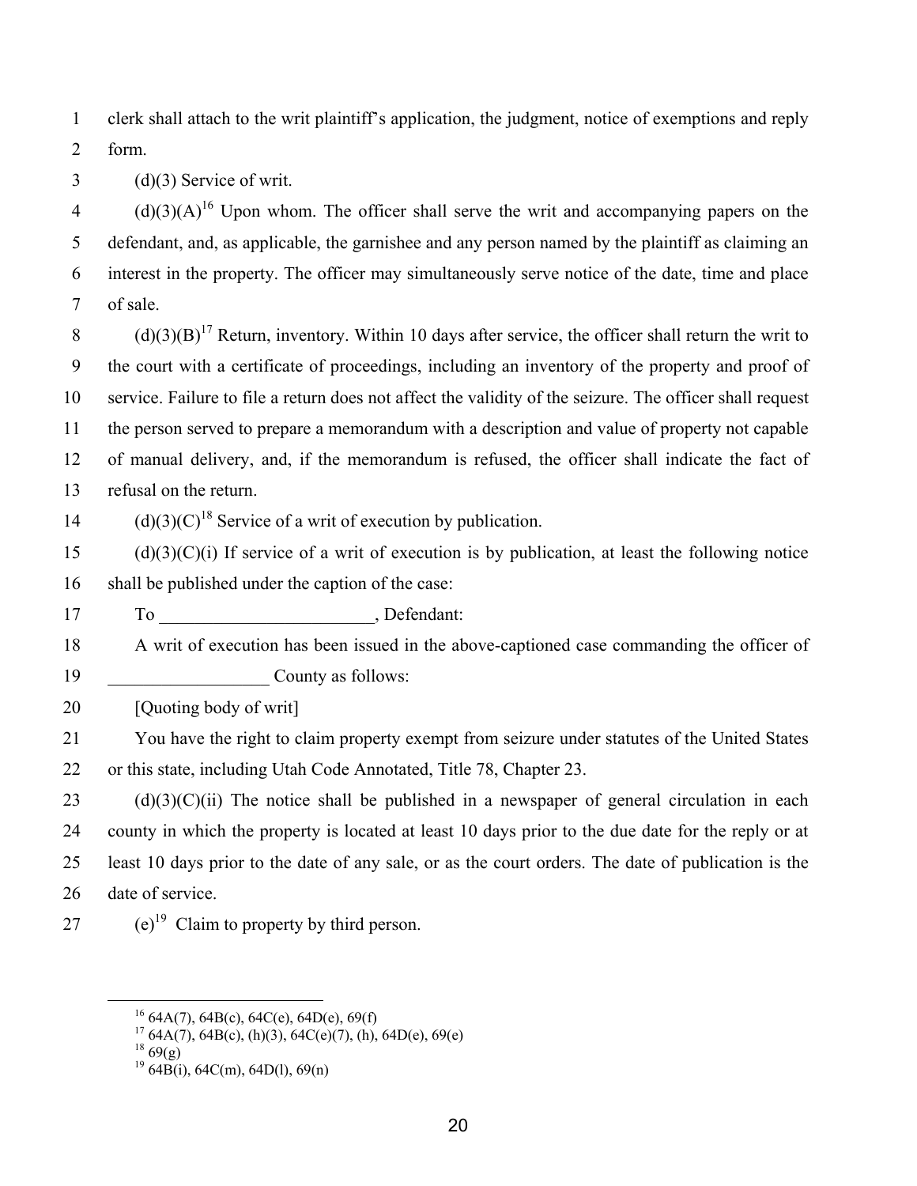clerk shall attach to the writ plaintiff's application, the judgment, notice of exemptions and reply form.

(d)(3) Service of writ.

(d)(3)(A)[16] Upon whom. The officer shall serve the writ and accompanying papers on the defendant, and, as applicable, the garnishee and any person named by the plaintiff as claiming an interest in the property. The officer may simultaneously serve notice of the date, time and place of sale.

(d)(3)(B)[17] Return, inventory. Within 10 days after service, the officer shall return the writ to the court with a certificate of proceedings, including an inventory of the property and proof of service. Failure to file a return does not affect the validity of the seizure. The officer shall request the person served to prepare a memorandum with a description and value of property not capable of manual delivery, and, if the memorandum is refused, the officer shall indicate the fact of refusal on the return.

(d)(3)(C)[18] Service of a writ of execution by publication.

(d)(3)(C)(i) If service of a writ of execution is by publication, at least the following notice shall be published under the caption of the case:

To ________________________, Defendant:

A writ of execution has been issued in the above-captioned case commanding the officer of __________________ County as follows:

[Quoting body of writ]

You have the right to claim property exempt from seizure under statutes of the United States or this state, including Utah Code Annotated, Title 78, Chapter 23.

(d)(3)(C)(ii) The notice shall be published in a newspaper of general circulation in each county in which the property is located at least 10 days prior to the due date for the reply or at least 10 days prior to the date of any sale, or as the court orders. The date of publication is the date of service.

(e)[19] Claim to property by third person.

---

[16] 64A(7), 64B(c), 64C(e), 64D(e), 69(f)

[17] 64A(7), 64B(c), (h)(3), 64C(e)(7), (h), 64D(e), 69(e)

[18] 69(g)

[19] 64B(i), 64C(m), 64D(l), 69(n)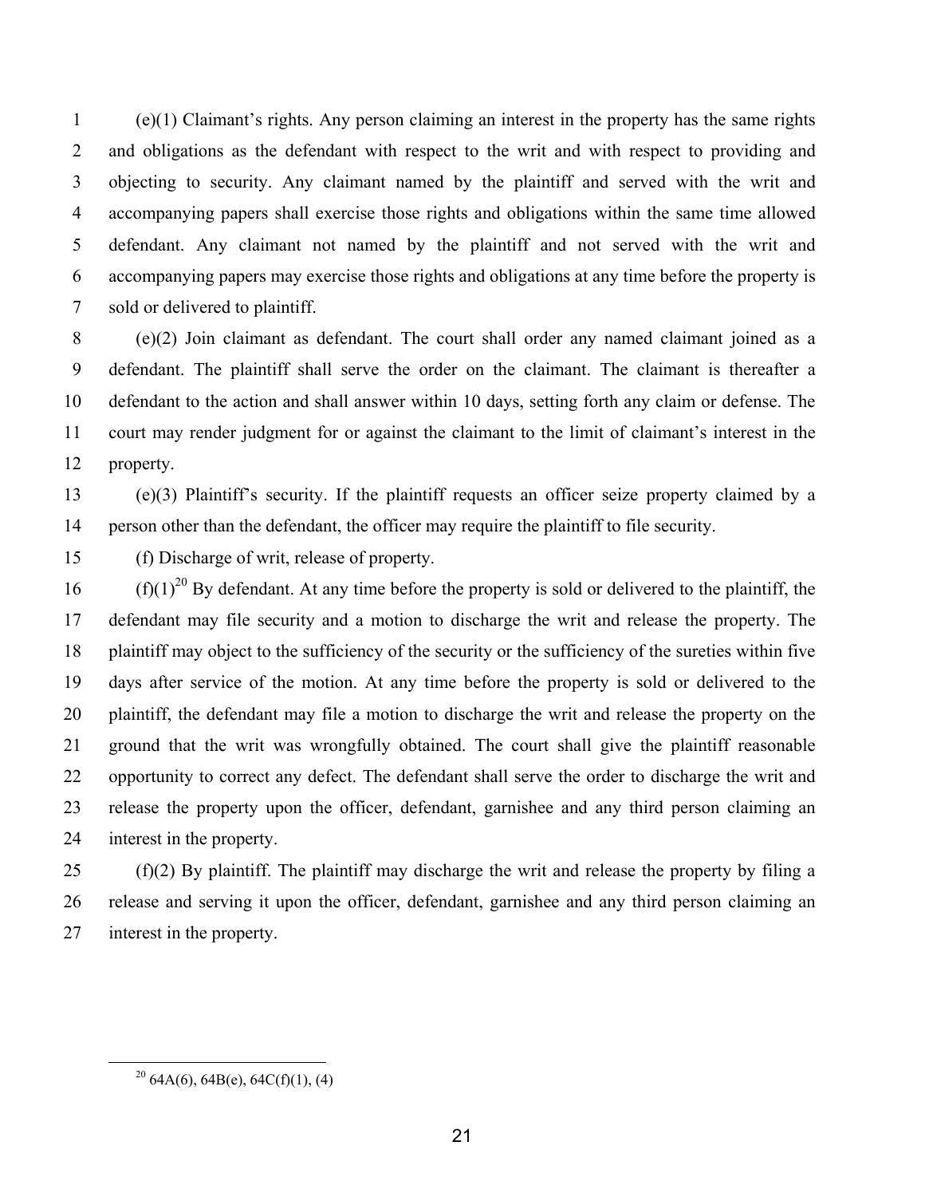(e)(1) Claimant's rights. Any person claiming an interest in the property has the same rights and obligations as the defendant with respect to the writ and with respect to providing and objecting to security. Any claimant named by the plaintiff and served with the writ and accompanying papers shall exercise those rights and obligations within the same time allowed defendant. Any claimant not named by the plaintiff and not served with the writ and accompanying papers may exercise those rights and obligations at any time before the property is sold or delivered to plaintiff.

(e)(2) Join claimant as defendant. The court shall order any named claimant joined as a defendant. The plaintiff shall serve the order on the claimant. The claimant is thereafter a defendant to the action and shall answer within 10 days, setting forth any claim or defense. The court may render judgment for or against the claimant to the limit of claimant's interest in the property.

(e)(3) Plaintiff's security. If the plaintiff requests an officer seize property claimed by a person other than the defendant, the officer may require the plaintiff to file security.

(f) Discharge of writ, release of property.

(f)(1)[20] By defendant. At any time before the property is sold or delivered to the plaintiff, the defendant may file security and a motion to discharge the writ and release the property. The plaintiff may object to the sufficiency of the security or the sufficiency of the sureties within five days after service of the motion. At any time before the property is sold or delivered to the plaintiff, the defendant may file a motion to discharge the writ and release the property on the ground that the writ was wrongfully obtained. The court shall give the plaintiff reasonable opportunity to correct any defect. The defendant shall serve the order to discharge the writ and release the property upon the officer, defendant, garnishee and any third person claiming an interest in the property.

(f)(2) By plaintiff. The plaintiff may discharge the writ and release the property by filing a release and serving it upon the officer, defendant, garnishee and any third person claiming an interest in the property.

---

[20] 64A(6), 64B(e), 64C(f)(1), (4)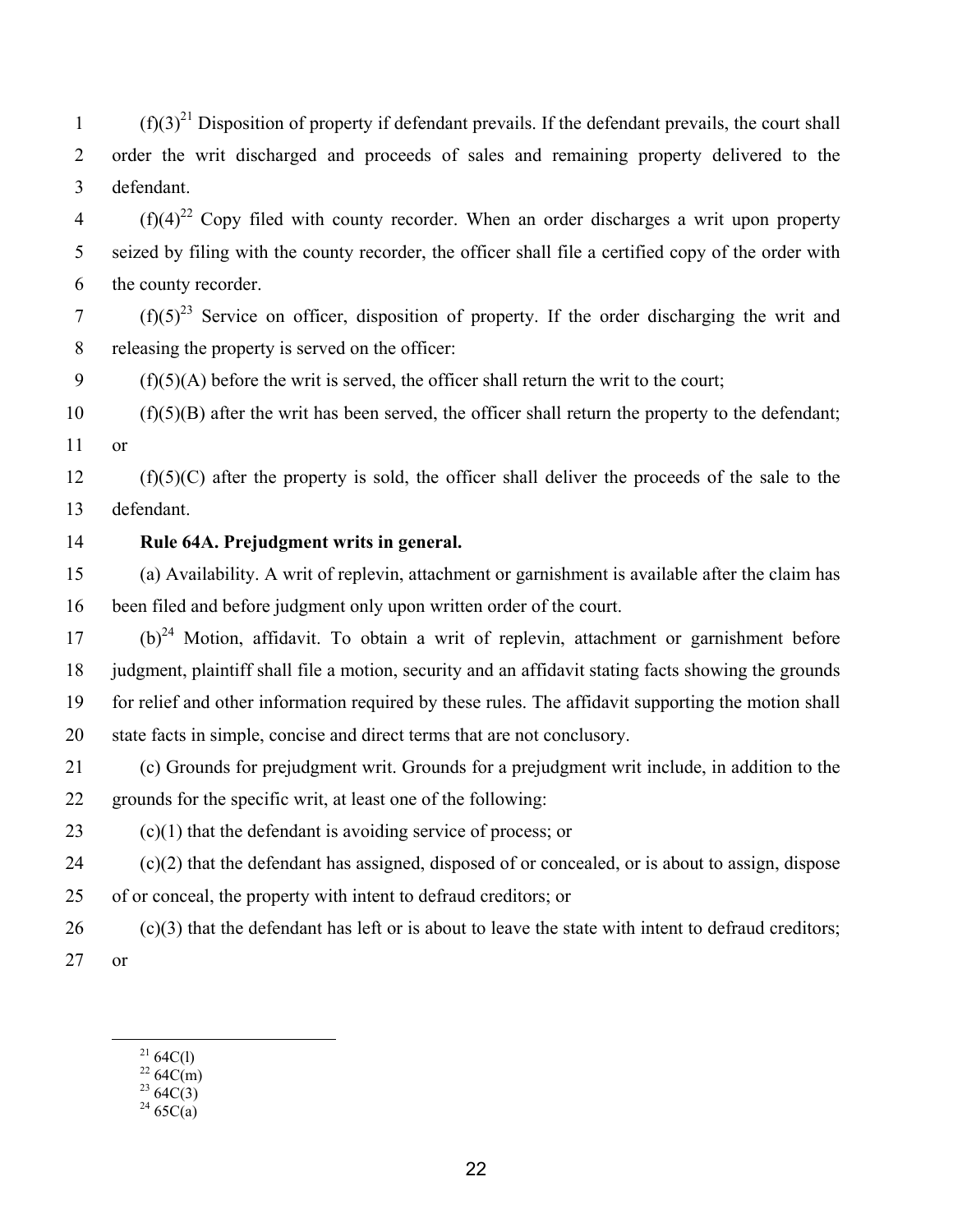(f)(3)[21] Disposition of property if defendant prevails. If the defendant prevails, the court shall order the writ discharged and proceeds of sales and remaining property delivered to the defendant.

(f)(4)[22] Copy filed with county recorder. When an order discharges a writ upon property seized by filing with the county recorder, the officer shall file a certified copy of the order with the county recorder.

(f)(5)[23] Service on officer, disposition of property. If the order discharging the writ and releasing the property is served on the officer:

(f)(5)(A) before the writ is served, the officer shall return the writ to the court;

(f)(5)(B) after the writ has been served, the officer shall return the property to the defendant; or

(f)(5)(C) after the property is sold, the officer shall deliver the proceeds of the sale to the defendant.

**Rule 64A. Prejudgment writs in general.**

(a) Availability. A writ of replevin, attachment or garnishment is available after the claim has been filed and before judgment only upon written order of the court.

(b)[24] Motion, affidavit. To obtain a writ of replevin, attachment or garnishment before judgment, plaintiff shall file a motion, security and an affidavit stating facts showing the grounds for relief and other information required by these rules. The affidavit supporting the motion shall state facts in simple, concise and direct terms that are not conclusory.

(c) Grounds for prejudgment writ. Grounds for a prejudgment writ include, in addition to the grounds for the specific writ, at least one of the following:

(c)(1) that the defendant is avoiding service of process; or

(c)(2) that the defendant has assigned, disposed of or concealed, or is about to assign, dispose of or conceal, the property with intent to defraud creditors; or

(c)(3) that the defendant has left or is about to leave the state with intent to defraud creditors; or

---

[21] 64C(l)
[22] 64C(m)
[23] 64C(3)
[24] 65C(a)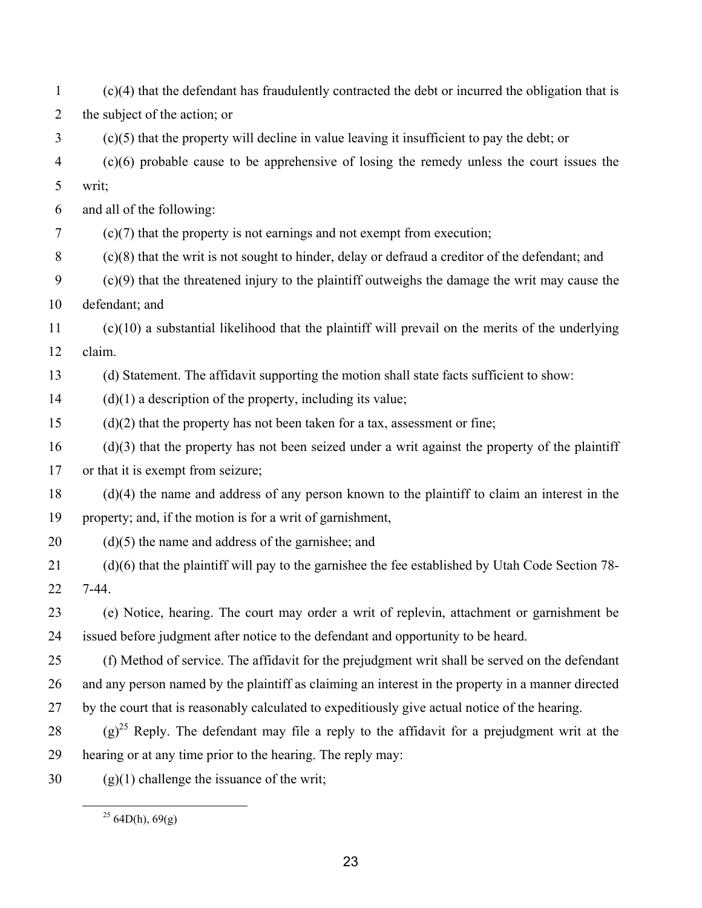(c)(4) that the defendant has fraudulently contracted the debt or incurred the obligation that is the subject of the action; or

(c)(5) that the property will decline in value leaving it insufficient to pay the debt; or

(c)(6) probable cause to be apprehensive of losing the remedy unless the court issues the writ;

and all of the following:

(c)(7) that the property is not earnings and not exempt from execution;

(c)(8) that the writ is not sought to hinder, delay or defraud a creditor of the defendant; and

(c)(9) that the threatened injury to the plaintiff outweighs the damage the writ may cause the defendant; and

(c)(10) a substantial likelihood that the plaintiff will prevail on the merits of the underlying claim.

(d) Statement. The affidavit supporting the motion shall state facts sufficient to show:

(d)(1) a description of the property, including its value;

(d)(2) that the property has not been taken for a tax, assessment or fine;

(d)(3) that the property has not been seized under a writ against the property of the plaintiff or that it is exempt from seizure;

(d)(4) the name and address of any person known to the plaintiff to claim an interest in the property; and, if the motion is for a writ of garnishment,

(d)(5) the name and address of the garnishee; and

(d)(6) that the plaintiff will pay to the garnishee the fee established by Utah Code Section 78-7-44.

(e) Notice, hearing. The court may order a writ of replevin, attachment or garnishment be issued before judgment after notice to the defendant and opportunity to be heard.

(f) Method of service. The affidavit for the prejudgment writ shall be served on the defendant and any person named by the plaintiff as claiming an interest in the property in a manner directed by the court that is reasonably calculated to expeditiously give actual notice of the hearing.

(g)[25] Reply. The defendant may file a reply to the affidavit for a prejudgment writ at the hearing or at any time prior to the hearing. The reply may:

(g)(1) challenge the issuance of the writ;

[25] 64D(h), 69(g)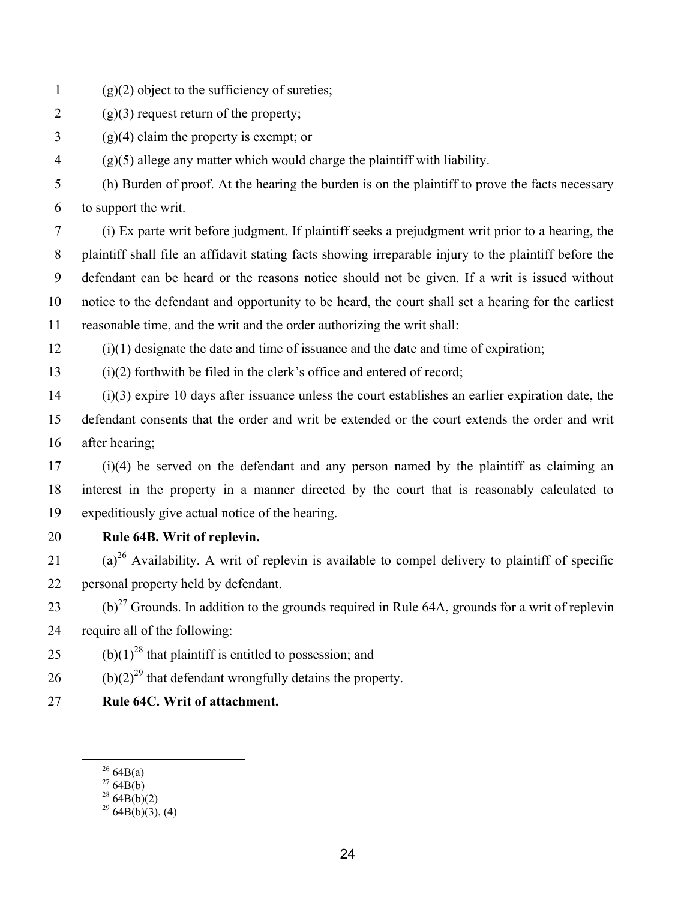(g)(2) object to the sufficiency of sureties;

(g)(3) request return of the property;

(g)(4) claim the property is exempt; or

(g)(5) allege any matter which would charge the plaintiff with liability.

(h) Burden of proof. At the hearing the burden is on the plaintiff to prove the facts necessary to support the writ.

(i) Ex parte writ before judgment. If plaintiff seeks a prejudgment writ prior to a hearing, the plaintiff shall file an affidavit stating facts showing irreparable injury to the plaintiff before the defendant can be heard or the reasons notice should not be given. If a writ is issued without notice to the defendant and opportunity to be heard, the court shall set a hearing for the earliest reasonable time, and the writ and the order authorizing the writ shall:

(i)(1) designate the date and time of issuance and the date and time of expiration;

(i)(2) forthwith be filed in the clerk's office and entered of record;

(i)(3) expire 10 days after issuance unless the court establishes an earlier expiration date, the defendant consents that the order and writ be extended or the court extends the order and writ after hearing;

(i)(4) be served on the defendant and any person named by the plaintiff as claiming an interest in the property in a manner directed by the court that is reasonably calculated to expeditiously give actual notice of the hearing.

**Rule 64B. Writ of replevin.**

(a)[26] Availability. A writ of replevin is available to compel delivery to plaintiff of specific personal property held by defendant.

(b)[27] Grounds. In addition to the grounds required in Rule 64A, grounds for a writ of replevin require all of the following:

(b)(1)[28] that plaintiff is entitled to possession; and

(b)(2)[29] that defendant wrongfully detains the property.

**Rule 64C. Writ of attachment.**

---

[26] 64B(a)

[27] 64B(b)

[28] 64B(b)(2)

[29] 64B(b)(3), (4)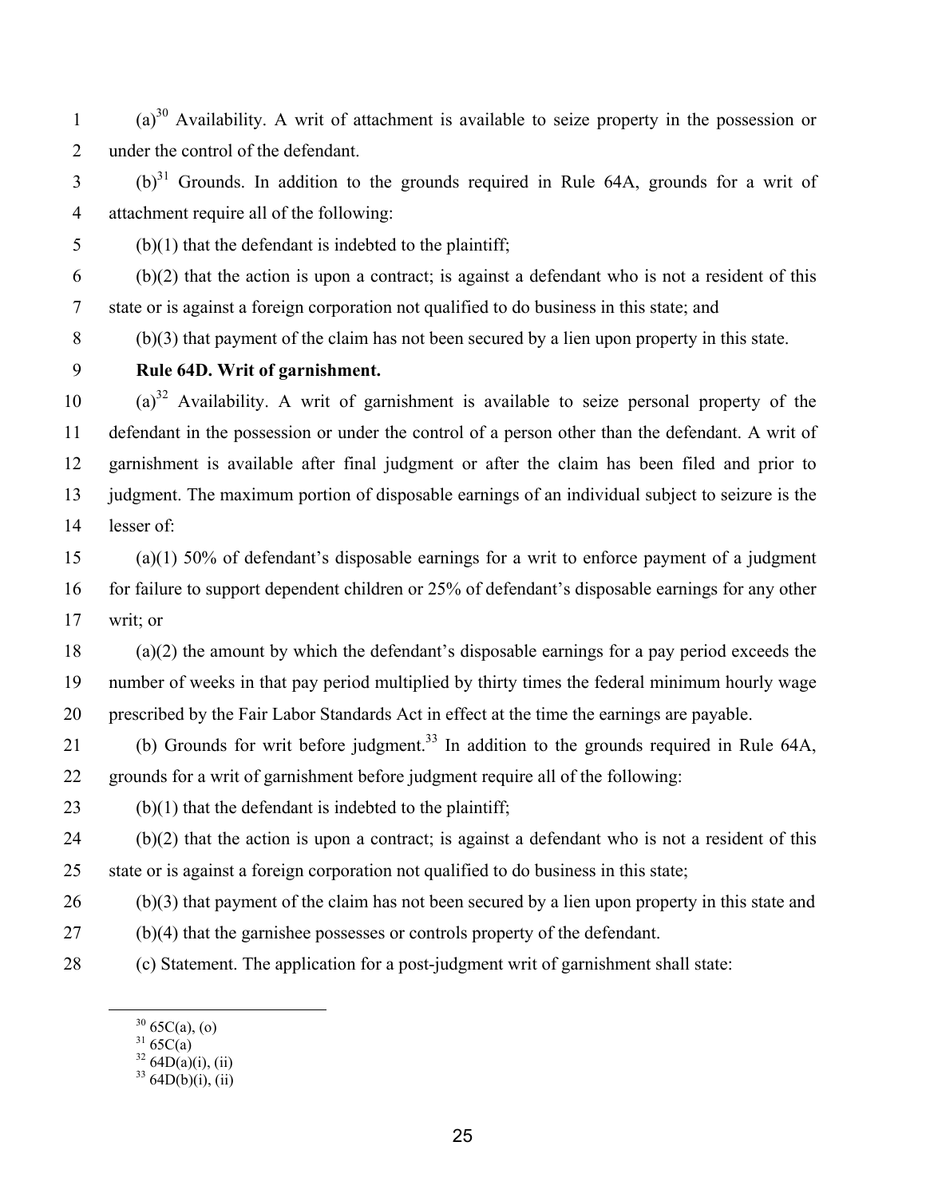(a)[30] Availability. A writ of attachment is available to seize property in the possession or under the control of the defendant.

(b)[31] Grounds. In addition to the grounds required in Rule 64A, grounds for a writ of attachment require all of the following:

(b)(1) that the defendant is indebted to the plaintiff;

(b)(2) that the action is upon a contract; is against a defendant who is not a resident of this state or is against a foreign corporation not qualified to do business in this state; and

(b)(3) that payment of the claim has not been secured by a lien upon property in this state.

**Rule 64D. Writ of garnishment.**

(a)[32] Availability. A writ of garnishment is available to seize personal property of the defendant in the possession or under the control of a person other than the defendant. A writ of garnishment is available after final judgment or after the claim has been filed and prior to judgment. The maximum portion of disposable earnings of an individual subject to seizure is the lesser of:

(a)(1) 50% of defendant's disposable earnings for a writ to enforce payment of a judgment for failure to support dependent children or 25% of defendant's disposable earnings for any other writ; or

(a)(2) the amount by which the defendant's disposable earnings for a pay period exceeds the number of weeks in that pay period multiplied by thirty times the federal minimum hourly wage prescribed by the Fair Labor Standards Act in effect at the time the earnings are payable.

(b) Grounds for writ before judgment.[33] In addition to the grounds required in Rule 64A, grounds for a writ of garnishment before judgment require all of the following:

(b)(1) that the defendant is indebted to the plaintiff;

(b)(2) that the action is upon a contract; is against a defendant who is not a resident of this state or is against a foreign corporation not qualified to do business in this state;

(b)(3) that payment of the claim has not been secured by a lien upon property in this state and

(b)(4) that the garnishee possesses or controls property of the defendant.

(c) Statement. The application for a post-judgment writ of garnishment shall state:

---

[30] 65C(a), (o)

[31] 65C(a)

[32] 64D(a)(i), (ii)

[33] 64D(b)(i), (ii)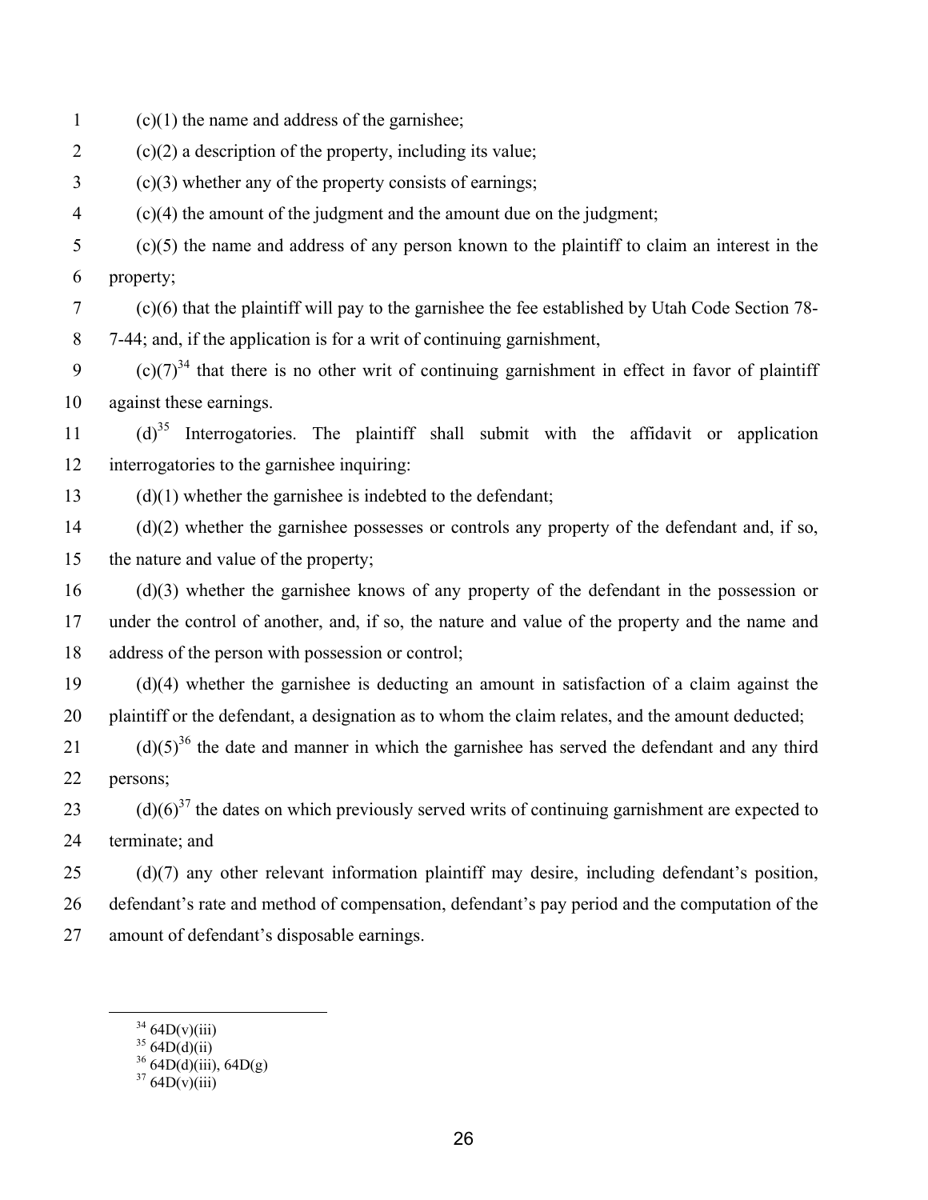(c)(1) the name and address of the garnishee;

(c)(2) a description of the property, including its value;

(c)(3) whether any of the property consists of earnings;

(c)(4) the amount of the judgment and the amount due on the judgment;

(c)(5) the name and address of any person known to the plaintiff to claim an interest in the property;

(c)(6) that the plaintiff will pay to the garnishee the fee established by Utah Code Section 78-7-44; and, if the application is for a writ of continuing garnishment,

(c)(7)[34] that there is no other writ of continuing garnishment in effect in favor of plaintiff against these earnings.

(d)[35] Interrogatories. The plaintiff shall submit with the affidavit or application interrogatories to the garnishee inquiring:

(d)(1) whether the garnishee is indebted to the defendant;

(d)(2) whether the garnishee possesses or controls any property of the defendant and, if so, the nature and value of the property;

(d)(3) whether the garnishee knows of any property of the defendant in the possession or under the control of another, and, if so, the nature and value of the property and the name and address of the person with possession or control;

(d)(4) whether the garnishee is deducting an amount in satisfaction of a claim against the plaintiff or the defendant, a designation as to whom the claim relates, and the amount deducted;

(d)(5)[36] the date and manner in which the garnishee has served the defendant and any third persons;

(d)(6)[37] the dates on which previously served writs of continuing garnishment are expected to terminate; and

(d)(7) any other relevant information plaintiff may desire, including defendant's position, defendant's rate and method of compensation, defendant's pay period and the computation of the amount of defendant's disposable earnings.

---

[34] 64D(v)(iii)
[35] 64D(d)(ii)
[36] 64D(d)(iii), 64D(g)
[37] 64D(v)(iii)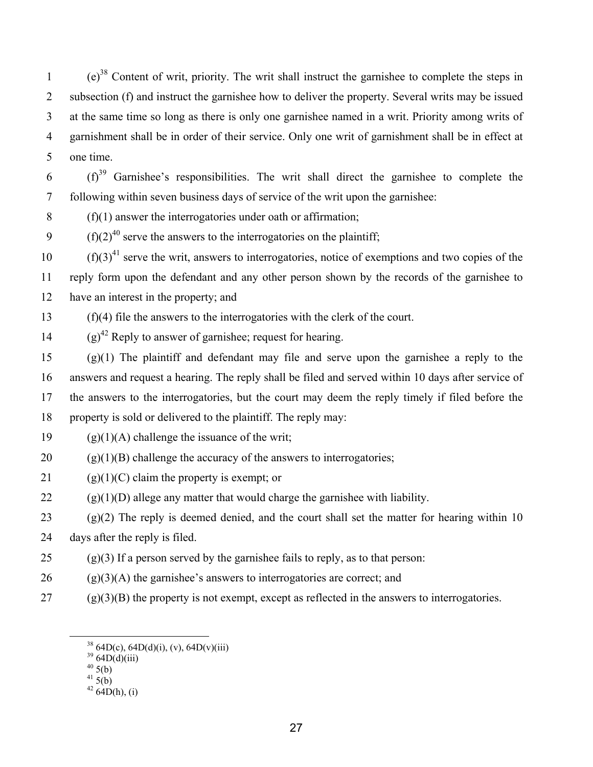(e)[38] Content of writ, priority. The writ shall instruct the garnishee to complete the steps in subsection (f) and instruct the garnishee how to deliver the property. Several writs may be issued at the same time so long as there is only one garnishee named in a writ. Priority among writs of garnishment shall be in order of their service. Only one writ of garnishment shall be in effect at one time.

(f)[39] Garnishee's responsibilities. The writ shall direct the garnishee to complete the following within seven business days of service of the writ upon the garnishee:

(f)(1) answer the interrogatories under oath or affirmation;

(f)(2)[40] serve the answers to the interrogatories on the plaintiff;

(f)(3)[41] serve the writ, answers to interrogatories, notice of exemptions and two copies of the reply form upon the defendant and any other person shown by the records of the garnishee to have an interest in the property; and

(f)(4) file the answers to the interrogatories with the clerk of the court.

(g)[42] Reply to answer of garnishee; request for hearing.

(g)(1) The plaintiff and defendant may file and serve upon the garnishee a reply to the answers and request a hearing. The reply shall be filed and served within 10 days after service of the answers to the interrogatories, but the court may deem the reply timely if filed before the property is sold or delivered to the plaintiff. The reply may:

(g)(1)(A) challenge the issuance of the writ;

(g)(1)(B) challenge the accuracy of the answers to interrogatories;

(g)(1)(C) claim the property is exempt; or

(g)(1)(D) allege any matter that would charge the garnishee with liability.

(g)(2) The reply is deemed denied, and the court shall set the matter for hearing within 10 days after the reply is filed.

(g)(3) If a person served by the garnishee fails to reply, as to that person:

(g)(3)(A) the garnishee's answers to interrogatories are correct; and

(g)(3)(B) the property is not exempt, except as reflected in the answers to interrogatories.

---

[38] 64D(c), 64D(d)(i), (v), 64D(v)(iii)

[39] 64D(d)(iii)

[40] 5(b)

[41] 5(b)

[42] 64D(h), (i)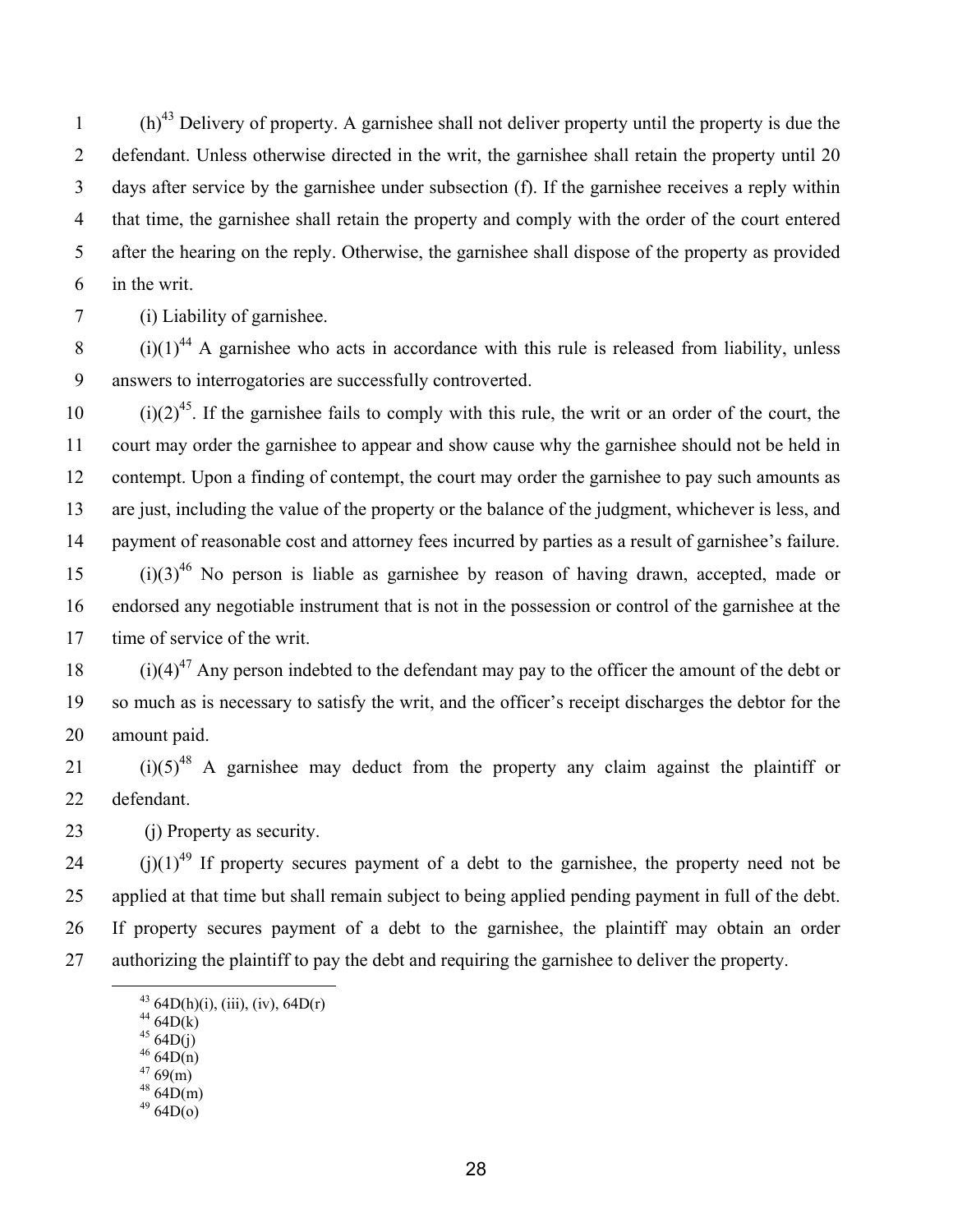(h)[43] Delivery of property. A garnishee shall not deliver property until the property is due the defendant. Unless otherwise directed in the writ, the garnishee shall retain the property until 20 days after service by the garnishee under subsection (f). If the garnishee receives a reply within that time, the garnishee shall retain the property and comply with the order of the court entered after the hearing on the reply. Otherwise, the garnishee shall dispose of the property as provided in the writ.

(i) Liability of garnishee.

(i)(1)[44] A garnishee who acts in accordance with this rule is released from liability, unless answers to interrogatories are successfully controverted.

(i)(2)[45]. If the garnishee fails to comply with this rule, the writ or an order of the court, the court may order the garnishee to appear and show cause why the garnishee should not be held in contempt. Upon a finding of contempt, the court may order the garnishee to pay such amounts as are just, including the value of the property or the balance of the judgment, whichever is less, and payment of reasonable cost and attorney fees incurred by parties as a result of garnishee's failure.

(i)(3)[46] No person is liable as garnishee by reason of having drawn, accepted, made or endorsed any negotiable instrument that is not in the possession or control of the garnishee at the time of service of the writ.

(i)(4)[47] Any person indebted to the defendant may pay to the officer the amount of the debt or so much as is necessary to satisfy the writ, and the officer's receipt discharges the debtor for the amount paid.

(i)(5)[48] A garnishee may deduct from the property any claim against the plaintiff or defendant.

(j) Property as security.

(j)(1)[49] If property secures payment of a debt to the garnishee, the property need not be applied at that time but shall remain subject to being applied pending payment in full of the debt. If property secures payment of a debt to the garnishee, the plaintiff may obtain an order authorizing the plaintiff to pay the debt and requiring the garnishee to deliver the property.

---

[43] 64D(h)(i), (iii), (iv), 64D(r)
[44] 64D(k)
[45] 64D(j)
[46] 64D(n)
[47] 69(m)
[48] 64D(m)
[49] 64D(o)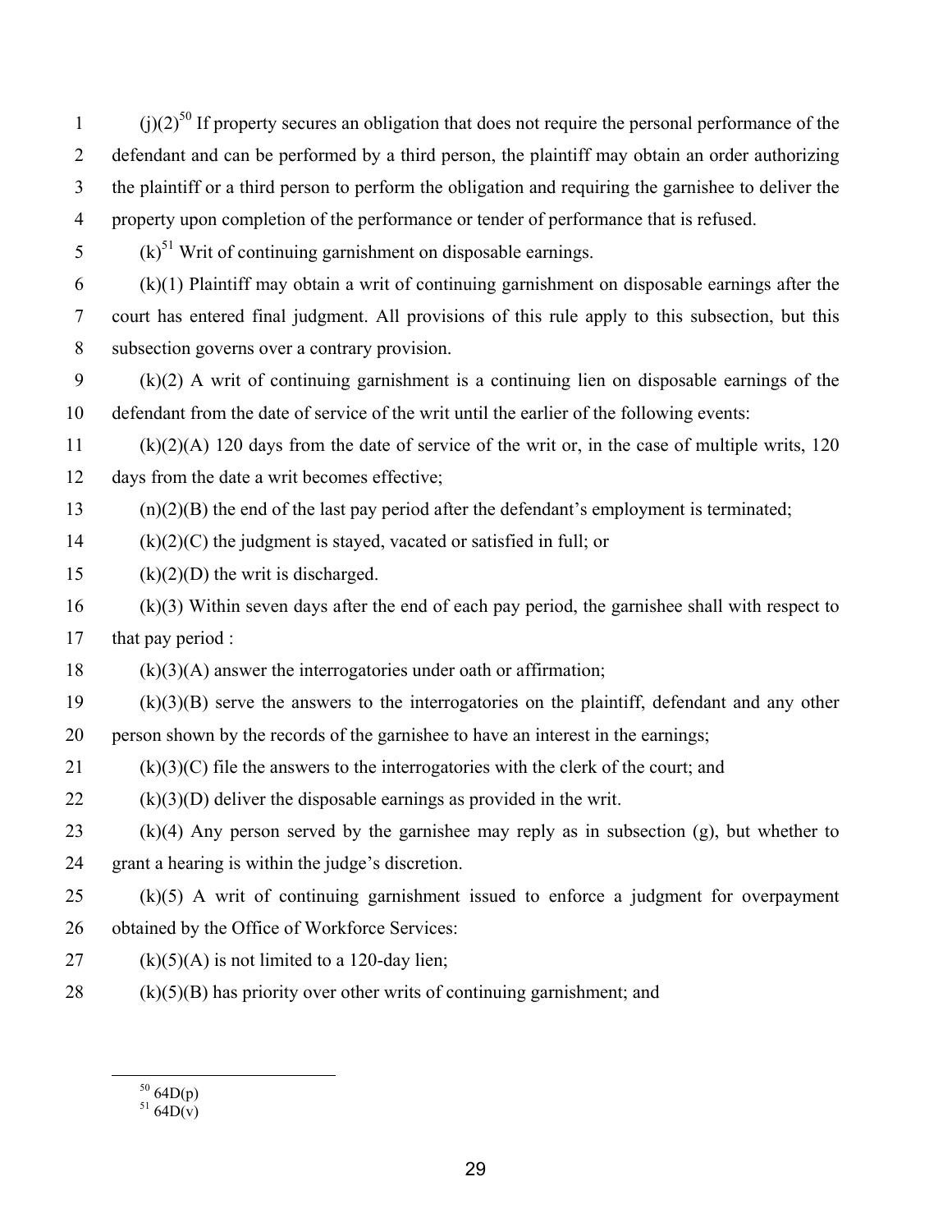(j)(2)[50] If property secures an obligation that does not require the personal performance of the defendant and can be performed by a third person, the plaintiff may obtain an order authorizing the plaintiff or a third person to perform the obligation and requiring the garnishee to deliver the property upon completion of the performance or tender of performance that is refused.

(k)[51] Writ of continuing garnishment on disposable earnings.

(k)(1) Plaintiff may obtain a writ of continuing garnishment on disposable earnings after the court has entered final judgment. All provisions of this rule apply to this subsection, but this subsection governs over a contrary provision.

(k)(2) A writ of continuing garnishment is a continuing lien on disposable earnings of the defendant from the date of service of the writ until the earlier of the following events:

(k)(2)(A) 120 days from the date of service of the writ or, in the case of multiple writs, 120 days from the date a writ becomes effective;

(n)(2)(B) the end of the last pay period after the defendant's employment is terminated;

(k)(2)(C) the judgment is stayed, vacated or satisfied in full; or

(k)(2)(D) the writ is discharged.

(k)(3) Within seven days after the end of each pay period, the garnishee shall with respect to that pay period :

(k)(3)(A) answer the interrogatories under oath or affirmation;

(k)(3)(B) serve the answers to the interrogatories on the plaintiff, defendant and any other person shown by the records of the garnishee to have an interest in the earnings;

(k)(3)(C) file the answers to the interrogatories with the clerk of the court; and

(k)(3)(D) deliver the disposable earnings as provided in the writ.

(k)(4) Any person served by the garnishee may reply as in subsection (g), but whether to grant a hearing is within the judge's discretion.

(k)(5) A writ of continuing garnishment issued to enforce a judgment for overpayment obtained by the Office of Workforce Services:

(k)(5)(A) is not limited to a 120-day lien;

(k)(5)(B) has priority over other writs of continuing garnishment; and

---

[50] 64D(p)

[51] 64D(v)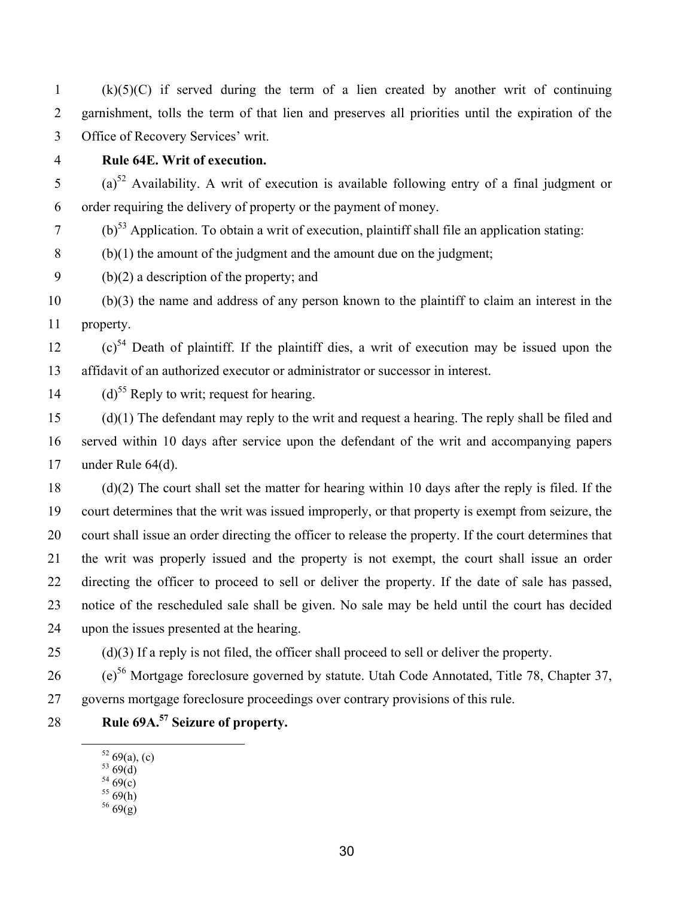(k)(5)(C) if served during the term of a lien created by another writ of continuing garnishment, tolls the term of that lien and preserves all priorities until the expiration of the Office of Recovery Services' writ.

**Rule 64E. Writ of execution.**

(a)[52] Availability. A writ of execution is available following entry of a final judgment or order requiring the delivery of property or the payment of money.

(b)[53] Application. To obtain a writ of execution, plaintiff shall file an application stating:

(b)(1) the amount of the judgment and the amount due on the judgment;

(b)(2) a description of the property; and

(b)(3) the name and address of any person known to the plaintiff to claim an interest in the property.

(c)[54] Death of plaintiff. If the plaintiff dies, a writ of execution may be issued upon the affidavit of an authorized executor or administrator or successor in interest.

(d)[55] Reply to writ; request for hearing.

(d)(1) The defendant may reply to the writ and request a hearing. The reply shall be filed and served within 10 days after service upon the defendant of the writ and accompanying papers under Rule 64(d).

(d)(2) The court shall set the matter for hearing within 10 days after the reply is filed. If the court determines that the writ was issued improperly, or that property is exempt from seizure, the court shall issue an order directing the officer to release the property. If the court determines that the writ was properly issued and the property is not exempt, the court shall issue an order directing the officer to proceed to sell or deliver the property. If the date of sale has passed, notice of the rescheduled sale shall be given. No sale may be held until the court has decided upon the issues presented at the hearing.

(d)(3) If a reply is not filed, the officer shall proceed to sell or deliver the property.

(e)[56] Mortgage foreclosure governed by statute. Utah Code Annotated, Title 78, Chapter 37, governs mortgage foreclosure proceedings over contrary provisions of this rule.

**Rule 69A.[57] Seizure of property.**

---

[52] 69(a), (c)
[53] 69(d)
[54] 69(c)
[55] 69(h)
[56] 69(g)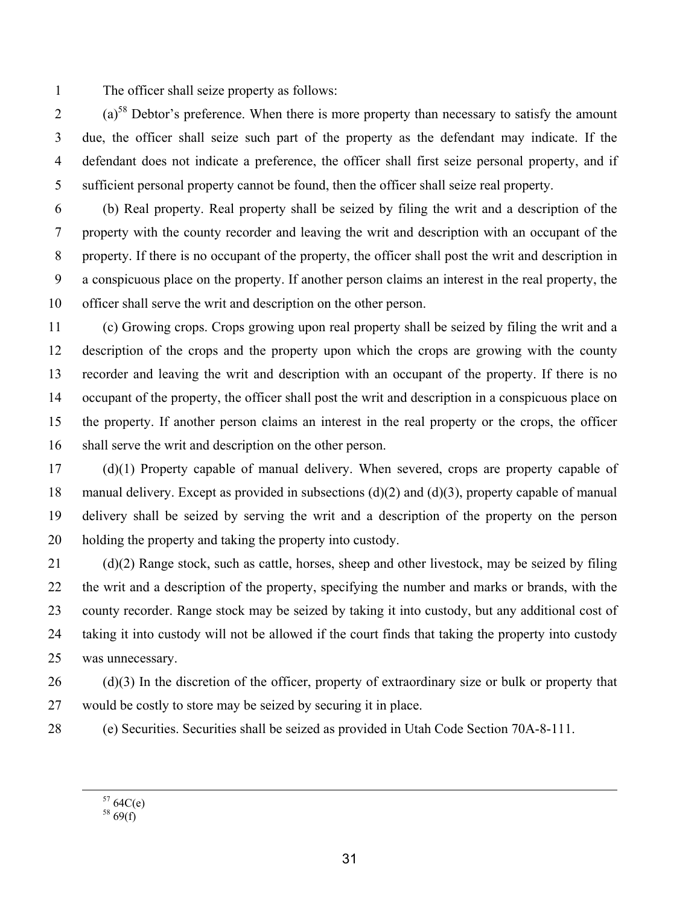The officer shall seize property as follows:

(a)[58] Debtor's preference. When there is more property than necessary to satisfy the amount due, the officer shall seize such part of the property as the defendant may indicate. If the defendant does not indicate a preference, the officer shall first seize personal property, and if sufficient personal property cannot be found, then the officer shall seize real property.

(b) Real property. Real property shall be seized by filing the writ and a description of the property with the county recorder and leaving the writ and description with an occupant of the property. If there is no occupant of the property, the officer shall post the writ and description in a conspicuous place on the property. If another person claims an interest in the real property, the officer shall serve the writ and description on the other person.

(c) Growing crops. Crops growing upon real property shall be seized by filing the writ and a description of the crops and the property upon which the crops are growing with the county recorder and leaving the writ and description with an occupant of the property. If there is no occupant of the property, the officer shall post the writ and description in a conspicuous place on the property. If another person claims an interest in the real property or the crops, the officer shall serve the writ and description on the other person.

(d)(1) Property capable of manual delivery. When severed, crops are property capable of manual delivery. Except as provided in subsections (d)(2) and (d)(3), property capable of manual delivery shall be seized by serving the writ and a description of the property on the person holding the property and taking the property into custody.

(d)(2) Range stock, such as cattle, horses, sheep and other livestock, may be seized by filing the writ and a description of the property, specifying the number and marks or brands, with the county recorder. Range stock may be seized by taking it into custody, but any additional cost of taking it into custody will not be allowed if the court finds that taking the property into custody was unnecessary.

(d)(3) In the discretion of the officer, property of extraordinary size or bulk or property that would be costly to store may be seized by securing it in place.

(e) Securities. Securities shall be seized as provided in Utah Code Section 70A-8-111.

---

[57] 64C(e)

[58] 69(f)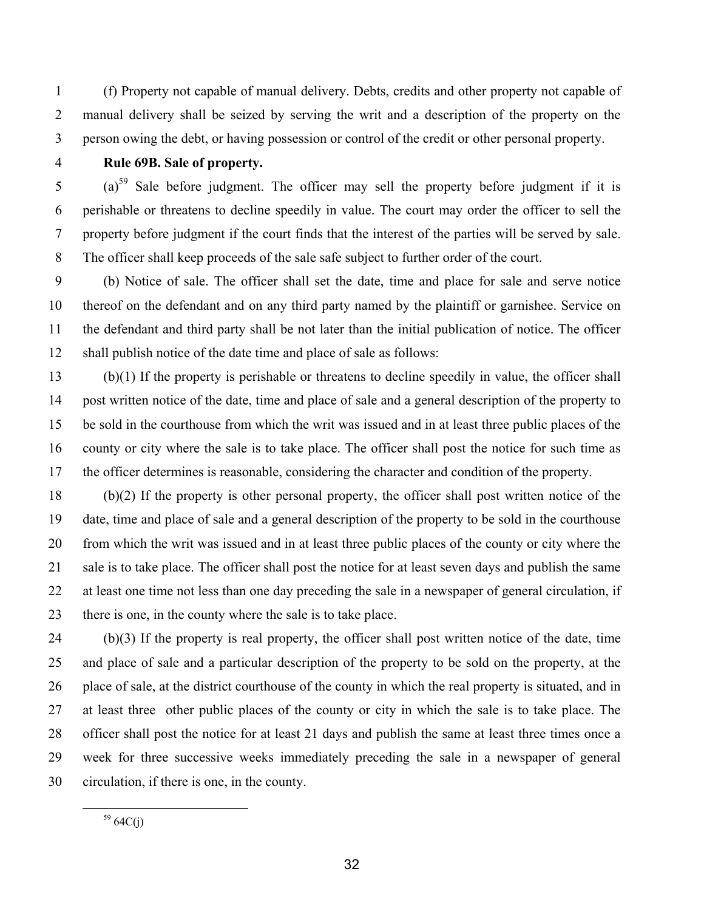(f) Property not capable of manual delivery. Debts, credits and other property not capable of manual delivery shall be seized by serving the writ and a description of the property on the person owing the debt, or having possession or control of the credit or other personal property.

**Rule 69B. Sale of property.**

(a)[59] Sale before judgment. The officer may sell the property before judgment if it is perishable or threatens to decline speedily in value. The court may order the officer to sell the property before judgment if the court finds that the interest of the parties will be served by sale. The officer shall keep proceeds of the sale safe subject to further order of the court.

(b) Notice of sale. The officer shall set the date, time and place for sale and serve notice thereof on the defendant and on any third party named by the plaintiff or garnishee. Service on the defendant and third party shall be not later than the initial publication of notice. The officer shall publish notice of the date time and place of sale as follows:

(b)(1) If the property is perishable or threatens to decline speedily in value, the officer shall post written notice of the date, time and place of sale and a general description of the property to be sold in the courthouse from which the writ was issued and in at least three public places of the county or city where the sale is to take place. The officer shall post the notice for such time as the officer determines is reasonable, considering the character and condition of the property.

(b)(2) If the property is other personal property, the officer shall post written notice of the date, time and place of sale and a general description of the property to be sold in the courthouse from which the writ was issued and in at least three public places of the county or city where the sale is to take place. The officer shall post the notice for at least seven days and publish the same at least one time not less than one day preceding the sale in a newspaper of general circulation, if there is one, in the county where the sale is to take place.

(b)(3) If the property is real property, the officer shall post written notice of the date, time and place of sale and a particular description of the property to be sold on the property, at the place of sale, at the district courthouse of the county in which the real property is situated, and in at least three other public places of the county or city in which the sale is to take place. The officer shall post the notice for at least 21 days and publish the same at least three times once a week for three successive weeks immediately preceding the sale in a newspaper of general circulation, if there is one, in the county.

---

[59] 64C(j)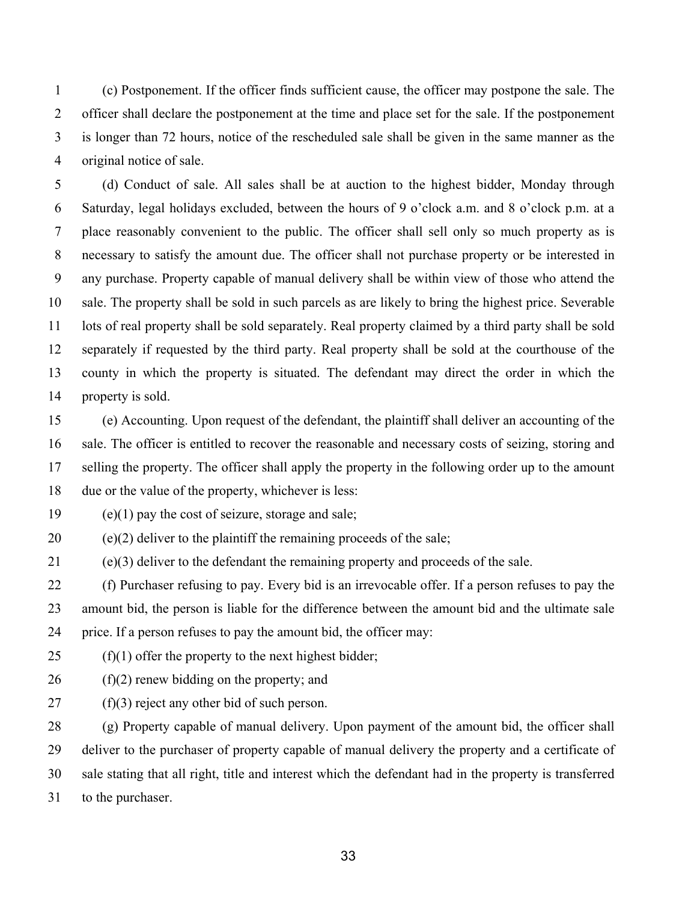(c) Postponement. If the officer finds sufficient cause, the officer may postpone the sale. The officer shall declare the postponement at the time and place set for the sale. If the postponement is longer than 72 hours, notice of the rescheduled sale shall be given in the same manner as the original notice of sale.

(d) Conduct of sale. All sales shall be at auction to the highest bidder, Monday through Saturday, legal holidays excluded, between the hours of 9 o'clock a.m. and 8 o'clock p.m. at a place reasonably convenient to the public. The officer shall sell only so much property as is necessary to satisfy the amount due. The officer shall not purchase property or be interested in any purchase. Property capable of manual delivery shall be within view of those who attend the sale. The property shall be sold in such parcels as are likely to bring the highest price. Severable lots of real property shall be sold separately. Real property claimed by a third party shall be sold separately if requested by the third party. Real property shall be sold at the courthouse of the county in which the property is situated. The defendant may direct the order in which the property is sold.

(e) Accounting. Upon request of the defendant, the plaintiff shall deliver an accounting of the sale. The officer is entitled to recover the reasonable and necessary costs of seizing, storing and selling the property. The officer shall apply the property in the following order up to the amount due or the value of the property, whichever is less:

(e)(1) pay the cost of seizure, storage and sale;

(e)(2) deliver to the plaintiff the remaining proceeds of the sale;

(e)(3) deliver to the defendant the remaining property and proceeds of the sale.

(f) Purchaser refusing to pay. Every bid is an irrevocable offer. If a person refuses to pay the amount bid, the person is liable for the difference between the amount bid and the ultimate sale price. If a person refuses to pay the amount bid, the officer may:

(f)(1) offer the property to the next highest bidder;

(f)(2) renew bidding on the property; and

(f)(3) reject any other bid of such person.

(g) Property capable of manual delivery. Upon payment of the amount bid, the officer shall deliver to the purchaser of property capable of manual delivery the property and a certificate of sale stating that all right, title and interest which the defendant had in the property is transferred to the purchaser.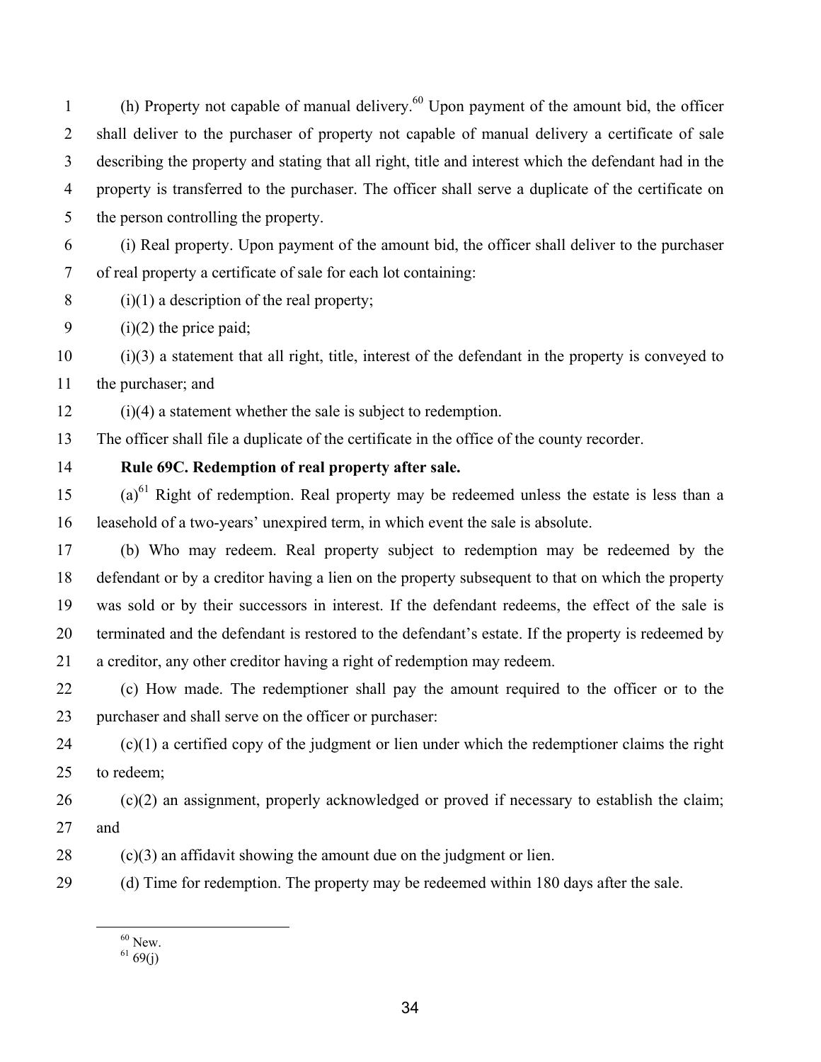(h) Property not capable of manual delivery.[60] Upon payment of the amount bid, the officer shall deliver to the purchaser of property not capable of manual delivery a certificate of sale describing the property and stating that all right, title and interest which the defendant had in the property is transferred to the purchaser. The officer shall serve a duplicate of the certificate on the person controlling the property.

(i) Real property. Upon payment of the amount bid, the officer shall deliver to the purchaser of real property a certificate of sale for each lot containing:

(i)(1) a description of the real property;

(i)(2) the price paid;

(i)(3) a statement that all right, title, interest of the defendant in the property is conveyed to the purchaser; and

(i)(4) a statement whether the sale is subject to redemption.

The officer shall file a duplicate of the certificate in the office of the county recorder.

**Rule 69C. Redemption of real property after sale.**

(a)[61] Right of redemption. Real property may be redeemed unless the estate is less than a leasehold of a two-years' unexpired term, in which event the sale is absolute.

(b) Who may redeem. Real property subject to redemption may be redeemed by the defendant or by a creditor having a lien on the property subsequent to that on which the property was sold or by their successors in interest. If the defendant redeems, the effect of the sale is terminated and the defendant is restored to the defendant's estate. If the property is redeemed by a creditor, any other creditor having a right of redemption may redeem.

(c) How made. The redemptioner shall pay the amount required to the officer or to the purchaser and shall serve on the officer or purchaser:

(c)(1) a certified copy of the judgment or lien under which the redemptioner claims the right to redeem;

(c)(2) an assignment, properly acknowledged or proved if necessary to establish the claim; and

(c)(3) an affidavit showing the amount due on the judgment or lien.

(d) Time for redemption. The property may be redeemed within 180 days after the sale.

---

[60] New.

[61] 69(j)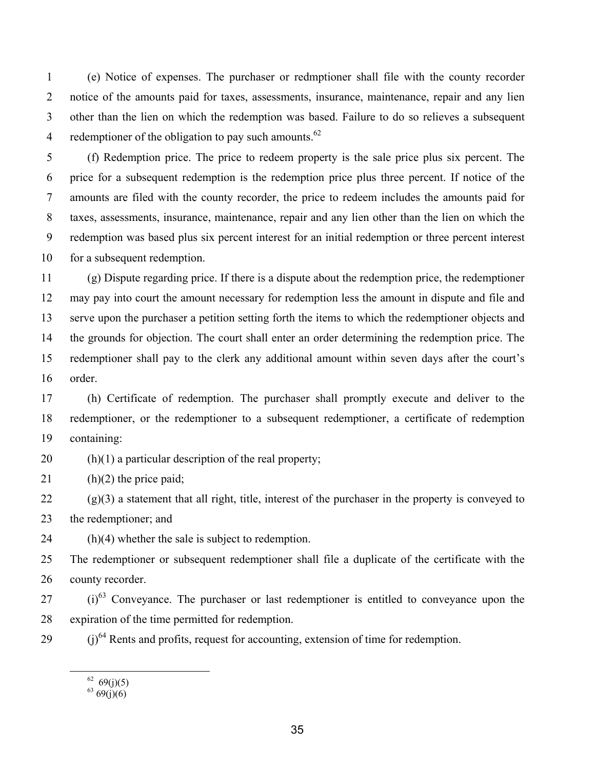(e) Notice of expenses. The purchaser or redmptioner shall file with the county recorder notice of the amounts paid for taxes, assessments, insurance, maintenance, repair and any lien other than the lien on which the redemption was based. Failure to do so relieves a subsequent redemptioner of the obligation to pay such amounts.[62]

(f) Redemption price. The price to redeem property is the sale price plus six percent. The price for a subsequent redemption is the redemption price plus three percent. If notice of the amounts are filed with the county recorder, the price to redeem includes the amounts paid for taxes, assessments, insurance, maintenance, repair and any lien other than the lien on which the redemption was based plus six percent interest for an initial redemption or three percent interest for a subsequent redemption.

(g) Dispute regarding price. If there is a dispute about the redemption price, the redemptioner may pay into court the amount necessary for redemption less the amount in dispute and file and serve upon the purchaser a petition setting forth the items to which the redemptioner objects and the grounds for objection. The court shall enter an order determining the redemption price. The redemptioner shall pay to the clerk any additional amount within seven days after the court's order.

(h) Certificate of redemption. The purchaser shall promptly execute and deliver to the redemptioner, or the redemptioner to a subsequent redemptioner, a certificate of redemption containing:

(h)(1) a particular description of the real property;

(h)(2) the price paid;

(g)(3) a statement that all right, title, interest of the purchaser in the property is conveyed to the redemptioner; and

(h)(4) whether the sale is subject to redemption.

The redemptioner or subsequent redemptioner shall file a duplicate of the certificate with the county recorder.

(i)[63] Conveyance. The purchaser or last redemptioner is entitled to conveyance upon the expiration of the time permitted for redemption.

(j)[64] Rents and profits, request for accounting, extension of time for redemption.

---

[62] 69(j)(5)

[63] 69(j)(6)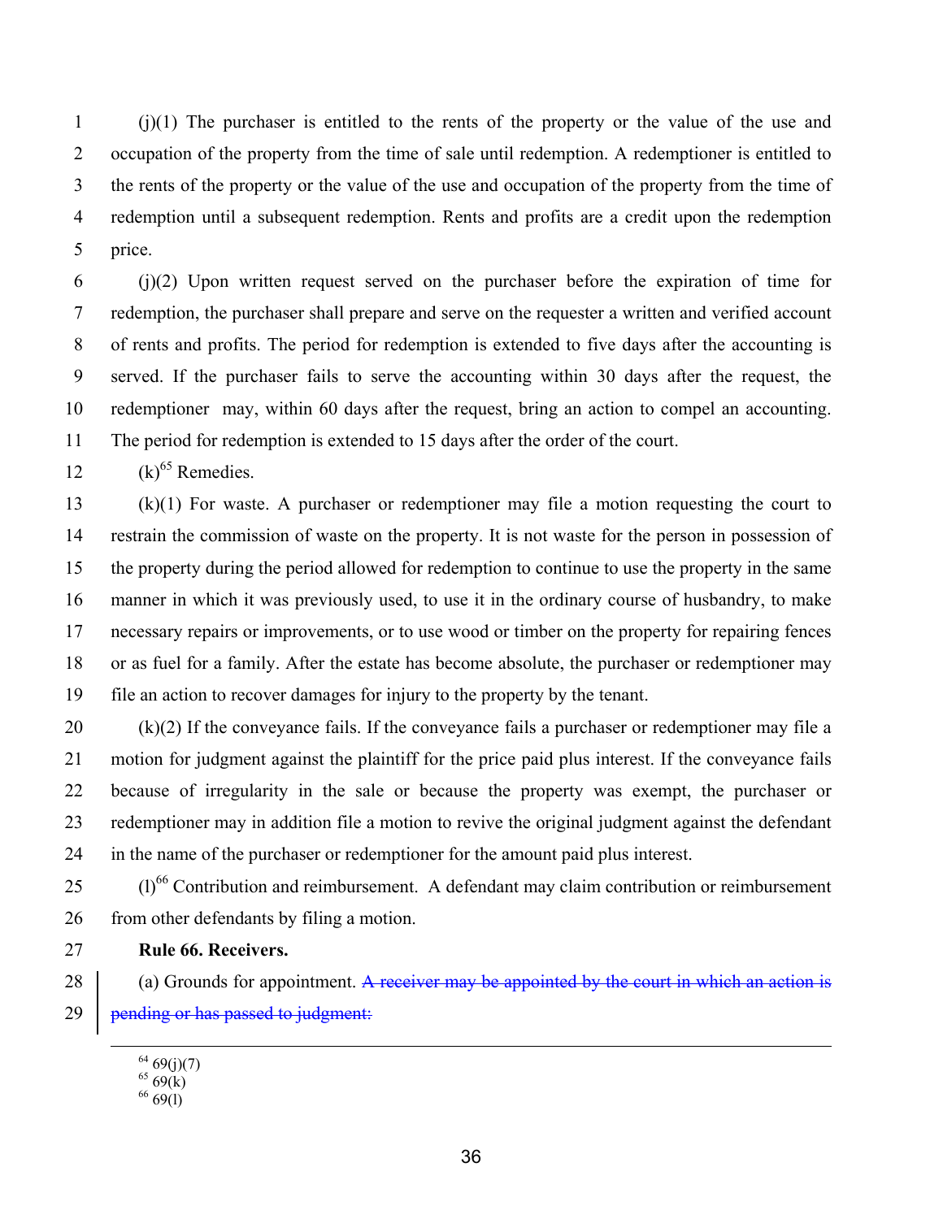(j)(1) The purchaser is entitled to the rents of the property or the value of the use and occupation of the property from the time of sale until redemption. A redemptioner is entitled to the rents of the property or the value of the use and occupation of the property from the time of redemption until a subsequent redemption. Rents and profits are a credit upon the redemption price.

(j)(2) Upon written request served on the purchaser before the expiration of time for redemption, the purchaser shall prepare and serve on the requester a written and verified account of rents and profits. The period for redemption is extended to five days after the accounting is served. If the purchaser fails to serve the accounting within 30 days after the request, the redemptioner may, within 60 days after the request, bring an action to compel an accounting. The period for redemption is extended to 15 days after the order of the court.

(k)[65] Remedies.

(k)(1) For waste. A purchaser or redemptioner may file a motion requesting the court to restrain the commission of waste on the property. It is not waste for the person in possession of the property during the period allowed for redemption to continue to use the property in the same manner in which it was previously used, to use it in the ordinary course of husbandry, to make necessary repairs or improvements, or to use wood or timber on the property for repairing fences or as fuel for a family. After the estate has become absolute, the purchaser or redemptioner may file an action to recover damages for injury to the property by the tenant.

(k)(2) If the conveyance fails. If the conveyance fails a purchaser or redemptioner may file a motion for judgment against the plaintiff for the price paid plus interest. If the conveyance fails because of irregularity in the sale or because the property was exempt, the purchaser or redemptioner may in addition file a motion to revive the original judgment against the defendant in the name of the purchaser or redemptioner for the amount paid plus interest.

(l)[66] Contribution and reimbursement. A defendant may claim contribution or reimbursement from other defendants by filing a motion.

**Rule 66. Receivers.**

(a) Grounds for appointment. ~~A receiver may be appointed by the court in which an action is pending or has passed to judgment:~~

---

[64] 69(j)(7)
[65] 69(k)
[66] 69(l)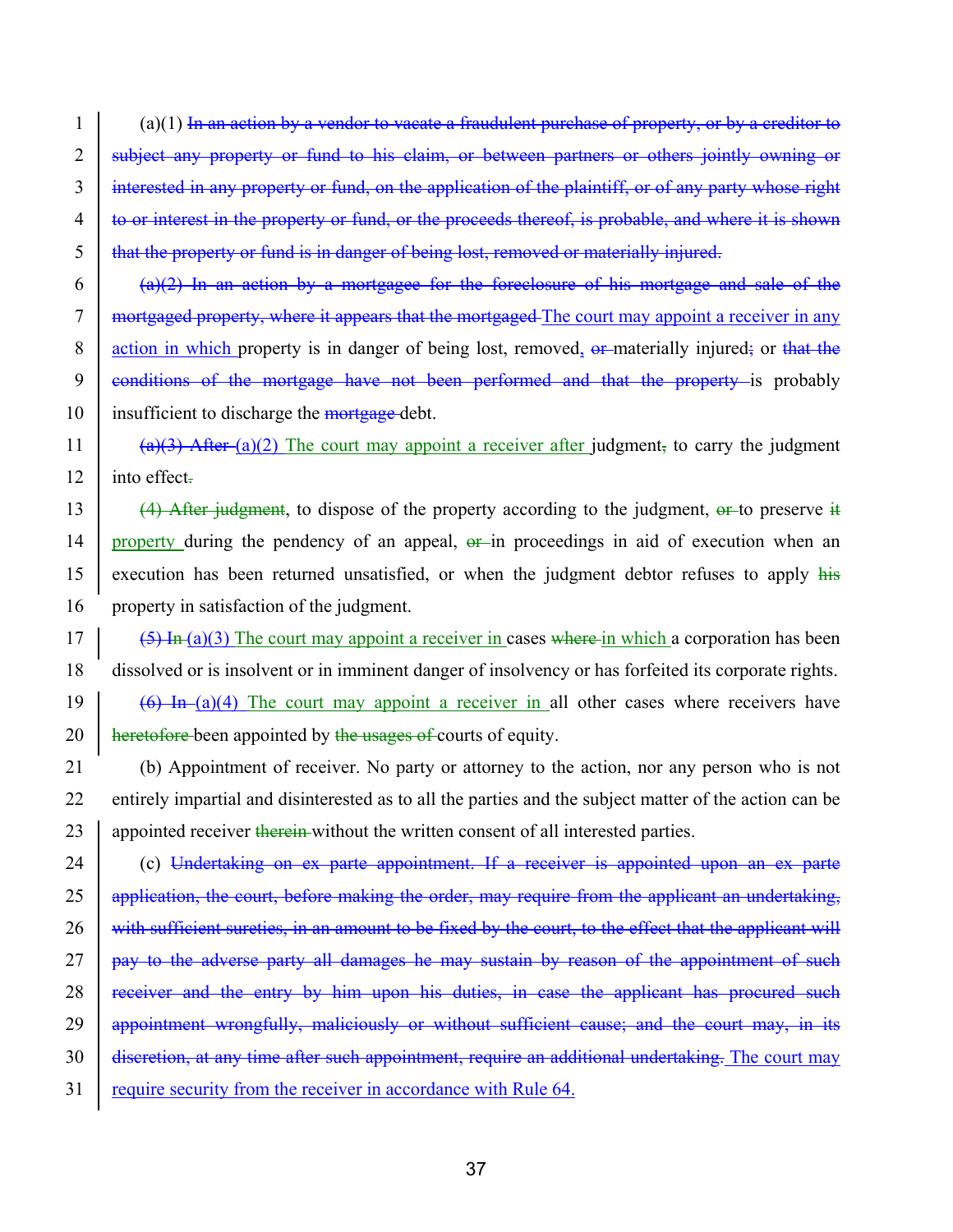(a)(1) ~~In an action by a vendor to vacate a fraudulent purchase of property, or by a creditor to subject any property or fund to his claim, or between partners or others jointly owning or interested in any property or fund, on the application of the plaintiff, or of any party whose right to or interest in the property or fund, or the proceeds thereof, is probable, and where it is shown that the property or fund is in danger of being lost, removed or materially injured.~~

~~(a)(2) In an action by a mortgagee for the foreclosure of his mortgage and sale of the mortgaged property, where it appears that the mortgaged~~ The court may appoint a receiver in any action in which property is in danger of being lost, removed, ~~or~~ materially injured~~;~~ or ~~that the conditions of the mortgage have not been performed and that the property~~ is probably insufficient to discharge the ~~mortgage~~ debt.

~~(a)(3) After~~ (a)(2) The court may appoint a receiver after judgment~~,~~ to carry the judgment into effect~~.~~

~~(4) After judgment~~, to dispose of the property according to the judgment, ~~or~~ to preserve ~~it~~ property during the pendency of an appeal, ~~or~~ in proceedings in aid of execution when an execution has been returned unsatisfied, or when the judgment debtor refuses to apply ~~his~~ property in satisfaction of the judgment.

~~(5) In~~ (a)(3) The court may appoint a receiver in cases ~~where~~ in which a corporation has been dissolved or is insolvent or in imminent danger of insolvency or has forfeited its corporate rights.

~~(6) In~~ (a)(4) The court may appoint a receiver in all other cases where receivers have ~~heretofore~~ been appointed by ~~the usages of~~ courts of equity.

(b) Appointment of receiver. No party or attorney to the action, nor any person who is not entirely impartial and disinterested as to all the parties and the subject matter of the action can be appointed receiver ~~therein~~ without the written consent of all interested parties.

(c) ~~Undertaking on ex parte appointment. If a receiver is appointed upon an ex parte application, the court, before making the order, may require from the applicant an undertaking, with sufficient sureties, in an amount to be fixed by the court, to the effect that the applicant will pay to the adverse party all damages he may sustain by reason of the appointment of such receiver and the entry by him upon his duties, in case the applicant has procured such appointment wrongfully, maliciously or without sufficient cause; and the court may, in its discretion, at any time after such appointment, require an additional undertaking.~~ The court may require security from the receiver in accordance with Rule 64.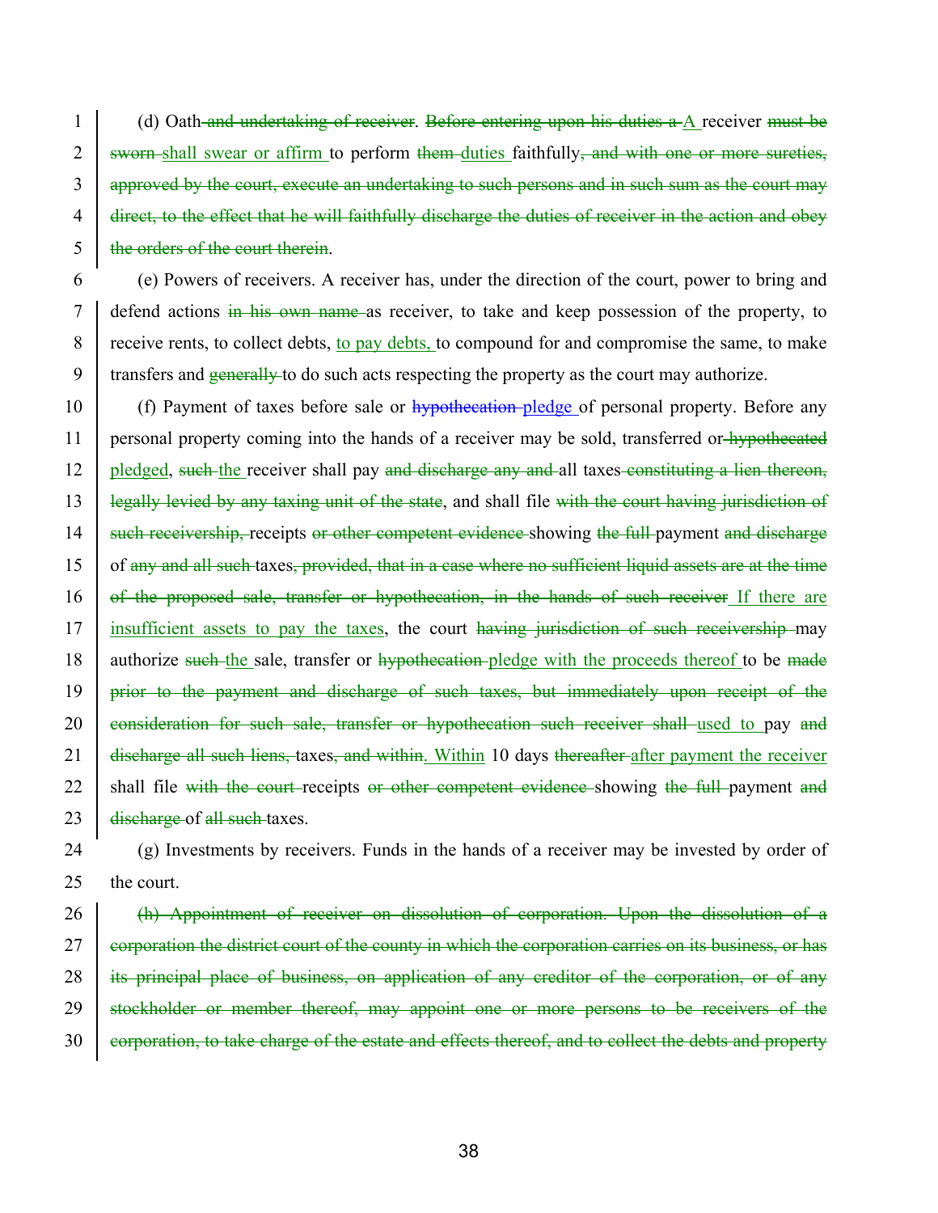(d) Oath ~~and undertaking of receiver~~. ~~Before entering upon his duties a~~ A receiver ~~must be sworn~~ shall swear or affirm to perform ~~them~~ duties faithfully~~, and with one or more sureties, approved by the court, execute an undertaking to such persons and in such sum as the court may direct, to the effect that he will faithfully discharge the duties of receiver in the action and obey the orders of the court therein~~.

(e) Powers of receivers. A receiver has, under the direction of the court, power to bring and defend actions ~~in his own name~~ as receiver, to take and keep possession of the property, to receive rents, to collect debts, to pay debts, to compound for and compromise the same, to make transfers and ~~generally~~ to do such acts respecting the property as the court may authorize.

(f) Payment of taxes before sale or ~~hypothecation~~ pledge of personal property. Before any personal property coming into the hands of a receiver may be sold, transferred or ~~hypothecated~~ pledged, ~~such~~ the receiver shall pay ~~and discharge any and~~ all taxes ~~constituting a lien thereon, legally levied by any taxing unit of the state~~, and shall file ~~with the court having jurisdiction of such receivership,~~ receipts ~~or other competent evidence~~ showing ~~the full~~ payment ~~and discharge~~ of ~~any and all such~~ taxes~~, provided, that in a case where no sufficient liquid assets are at the time of the proposed sale, transfer or hypothecation, in the hands of such receiver~~ If there are insufficient assets to pay the taxes, the court ~~having jurisdiction of such receivership~~ may authorize ~~such~~ the sale, transfer or ~~hypothecation~~ pledge with the proceeds thereof to be ~~made prior to the payment and discharge of such taxes, but immediately upon receipt of the consideration for such sale, transfer or hypothecation such receiver shall~~ used to pay ~~and discharge all such liens,~~ taxes~~, and within~~. Within 10 days ~~thereafter~~ after payment the receiver shall file ~~with the court~~ receipts ~~or other competent evidence~~ showing ~~the full~~ payment ~~and discharge~~ of ~~all such~~ taxes.

(g) Investments by receivers. Funds in the hands of a receiver may be invested by order of the court.

~~(h) Appointment of receiver on dissolution of corporation. Upon the dissolution of a corporation the district court of the county in which the corporation carries on its business, or has its principal place of business, on application of any creditor of the corporation, or of any stockholder or member thereof, may appoint one or more persons to be receivers of the corporation, to take charge of the estate and effects thereof, and to collect the debts and property~~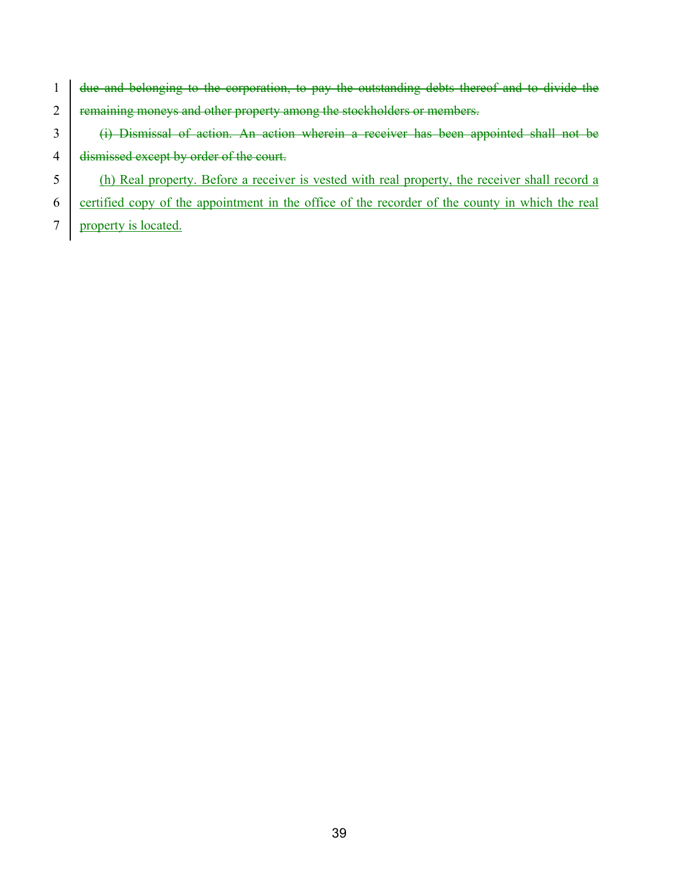~~due and belonging to the corporation, to pay the outstanding debts thereof and to divide the remaining moneys and other property among the stockholders or members.~~

~~(i) Dismissal of action. An action wherein a receiver has been appointed shall not be dismissed except by order of the court.~~

<u>(h) Real property. Before a receiver is vested with real property, the receiver shall record a certified copy of the appointment in the office of the recorder of the county in which the real property is located.</u>